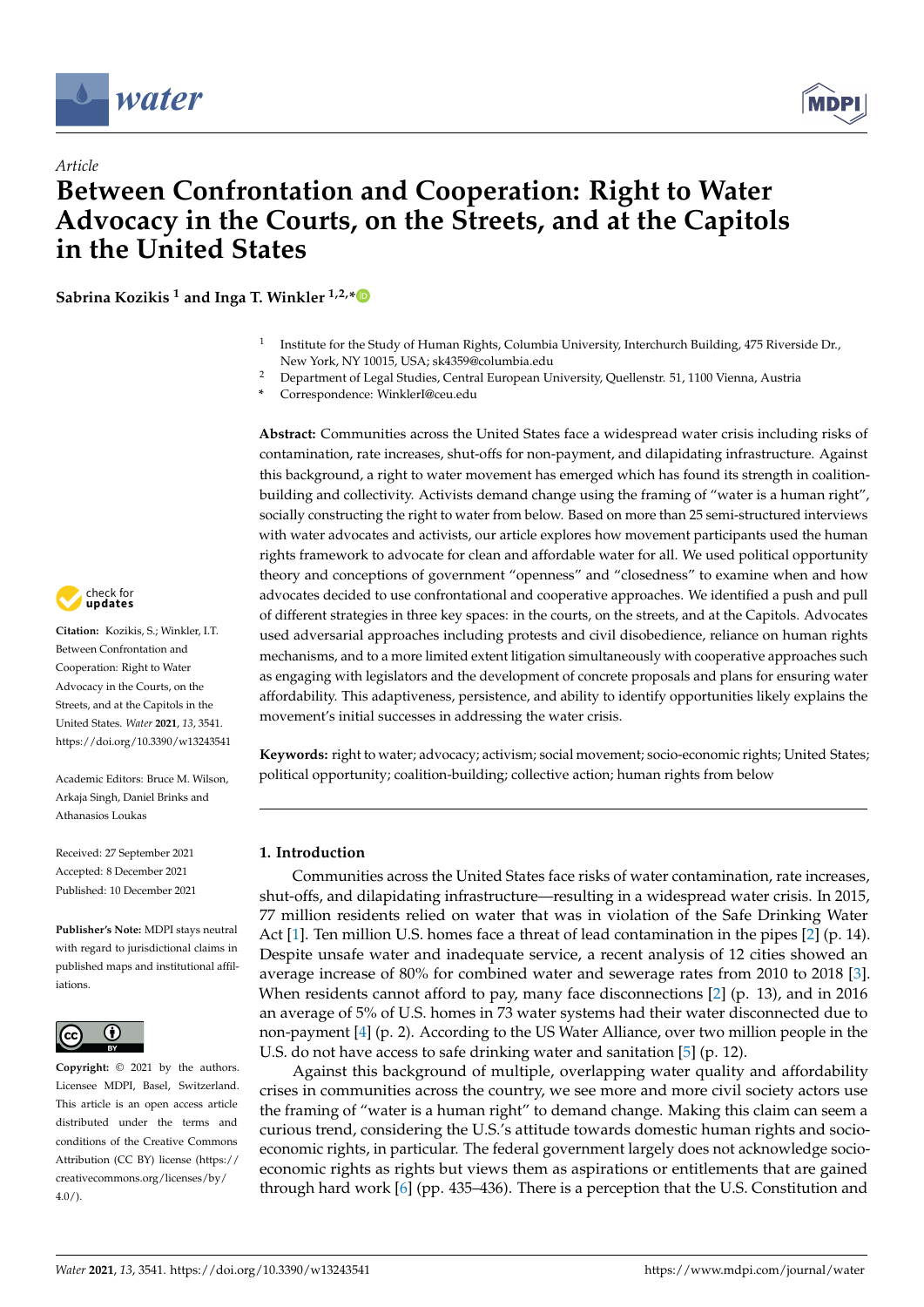*Article*

# Between Confrontation and Cooperation: Right to Water Advocacy in the Courts, on the Streets, and at the Capitols in the United States

**Sabrina Kozikis [1] and Inga T. Winkler [1,2,*]**

[1] Institute for the Study of Human Rights, Columbia University, Interchurch Building, 475 Riverside Dr., New York, NY 10015, USA; sk4359@columbia.edu
[2] Department of Legal Studies, Central European University, Quellenstr. 51, 1100 Vienna, Austria
* Correspondence: WinklerI@ceu.edu

**Abstract:** Communities across the United States face a widespread water crisis including risks of contamination, rate increases, shut-offs for non-payment, and dilapidating infrastructure. Against this background, a right to water movement has emerged which has found its strength in coalition-building and collectivity. Activists demand change using the framing of "water is a human right", socially constructing the right to water from below. Based on more than 25 semi-structured interviews with water advocates and activists, our article explores how movement participants used the human rights framework to advocate for clean and affordable water for all. We used political opportunity theory and conceptions of government "openness" and "closedness" to examine when and how advocates decided to use confrontational and cooperative approaches. We identified a push and pull of different strategies in three key spaces: in the courts, on the streets, and at the Capitols. Advocates used adversarial approaches including protests and civil disobedience, reliance on human rights mechanisms, and to a more limited extent litigation simultaneously with cooperative approaches such as engaging with legislators and the development of concrete proposals and plans for ensuring water affordability. This adaptiveness, persistence, and ability to identify opportunities likely explains the movement's initial successes in addressing the water crisis.

**Keywords:** right to water; advocacy; activism; social movement; socio-economic rights; United States; political opportunity; coalition-building; collective action; human rights from below

**Citation:** Kozikis, S.; Winkler, I.T. Between Confrontation and Cooperation: Right to Water Advocacy in the Courts, on the Streets, and at the Capitols in the United States. *Water* **2021**, *13*, 3541. https://doi.org/10.3390/w13243541

Academic Editors: Bruce M. Wilson, Arkaja Singh, Daniel Brinks and Athanasios Loukas

Received: 27 September 2021
Accepted: 8 December 2021
Published: 10 December 2021

**Publisher's Note:** MDPI stays neutral with regard to jurisdictional claims in published maps and institutional affiliations.

**Copyright:** © 2021 by the authors. Licensee MDPI, Basel, Switzerland. This article is an open access article distributed under the terms and conditions of the Creative Commons Attribution (CC BY) license (https://creativecommons.org/licenses/by/4.0/).

## 1. Introduction

Communities across the United States face risks of water contamination, rate increases, shut-offs, and dilapidating infrastructure—resulting in a widespread water crisis. In 2015, 77 million residents relied on water that was in violation of the Safe Drinking Water Act [1]. Ten million U.S. homes face a threat of lead contamination in the pipes [2] (p. 14). Despite unsafe water and inadequate service, a recent analysis of 12 cities showed an average increase of 80% for combined water and sewerage rates from 2010 to 2018 [3]. When residents cannot afford to pay, many face disconnections [2] (p. 13), and in 2016 an average of 5% of U.S. homes in 73 water systems had their water disconnected due to non-payment [4] (p. 2). According to the US Water Alliance, over two million people in the U.S. do not have access to safe drinking water and sanitation [5] (p. 12).

Against this background of multiple, overlapping water quality and affordability crises in communities across the country, we see more and more civil society actors use the framing of "water is a human right" to demand change. Making this claim can seem a curious trend, considering the U.S.'s attitude towards domestic human rights and socio-economic rights, in particular. The federal government largely does not acknowledge socio-economic rights as rights but views them as aspirations or entitlements that are gained through hard work [6] (pp. 435–436). There is a perception that the U.S. Constitution and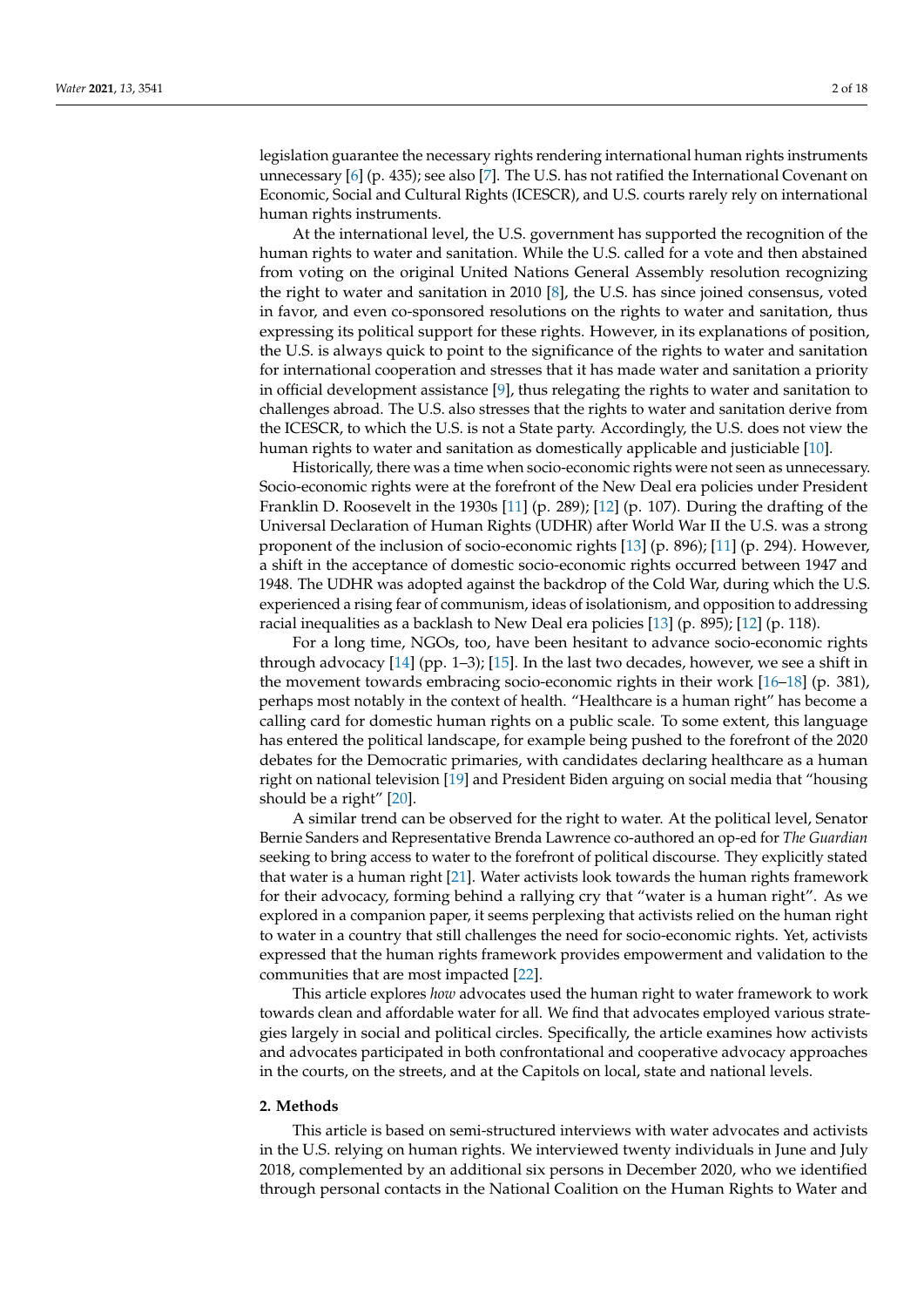legislation guarantee the necessary rights rendering international human rights instruments unnecessary [6] (p. 435); see also [7]. The U.S. has not ratified the International Covenant on Economic, Social and Cultural Rights (ICESCR), and U.S. courts rarely rely on international human rights instruments.

At the international level, the U.S. government has supported the recognition of the human rights to water and sanitation. While the U.S. called for a vote and then abstained from voting on the original United Nations General Assembly resolution recognizing the right to water and sanitation in 2010 [8], the U.S. has since joined consensus, voted in favor, and even co-sponsored resolutions on the rights to water and sanitation, thus expressing its political support for these rights. However, in its explanations of position, the U.S. is always quick to point to the significance of the rights to water and sanitation for international cooperation and stresses that it has made water and sanitation a priority in official development assistance [9], thus relegating the rights to water and sanitation to challenges abroad. The U.S. also stresses that the rights to water and sanitation derive from the ICESCR, to which the U.S. is not a State party. Accordingly, the U.S. does not view the human rights to water and sanitation as domestically applicable and justiciable [10].

Historically, there was a time when socio-economic rights were not seen as unnecessary. Socio-economic rights were at the forefront of the New Deal era policies under President Franklin D. Roosevelt in the 1930s [11] (p. 289); [12] (p. 107). During the drafting of the Universal Declaration of Human Rights (UDHR) after World War II the U.S. was a strong proponent of the inclusion of socio-economic rights [13] (p. 896); [11] (p. 294). However, a shift in the acceptance of domestic socio-economic rights occurred between 1947 and 1948. The UDHR was adopted against the backdrop of the Cold War, during which the U.S. experienced a rising fear of communism, ideas of isolationism, and opposition to addressing racial inequalities as a backlash to New Deal era policies [13] (p. 895); [12] (p. 118).

For a long time, NGOs, too, have been hesitant to advance socio-economic rights through advocacy [14] (pp. 1–3); [15]. In the last two decades, however, we see a shift in the movement towards embracing socio-economic rights in their work [16–18] (p. 381), perhaps most notably in the context of health. "Healthcare is a human right" has become a calling card for domestic human rights on a public scale. To some extent, this language has entered the political landscape, for example being pushed to the forefront of the 2020 debates for the Democratic primaries, with candidates declaring healthcare as a human right on national television [19] and President Biden arguing on social media that "housing should be a right" [20].

A similar trend can be observed for the right to water. At the political level, Senator Bernie Sanders and Representative Brenda Lawrence co-authored an op-ed for *The Guardian* seeking to bring access to water to the forefront of political discourse. They explicitly stated that water is a human right [21]. Water activists look towards the human rights framework for their advocacy, forming behind a rallying cry that "water is a human right". As we explored in a companion paper, it seems perplexing that activists relied on the human right to water in a country that still challenges the need for socio-economic rights. Yet, activists expressed that the human rights framework provides empowerment and validation to the communities that are most impacted [22].

This article explores *how* advocates used the human right to water framework to work towards clean and affordable water for all. We find that advocates employed various strategies largely in social and political circles. Specifically, the article examines how activists and advocates participated in both confrontational and cooperative advocacy approaches in the courts, on the streets, and at the Capitols on local, state and national levels.

## 2. Methods

This article is based on semi-structured interviews with water advocates and activists in the U.S. relying on human rights. We interviewed twenty individuals in June and July 2018, complemented by an additional six persons in December 2020, who we identified through personal contacts in the National Coalition on the Human Rights to Water and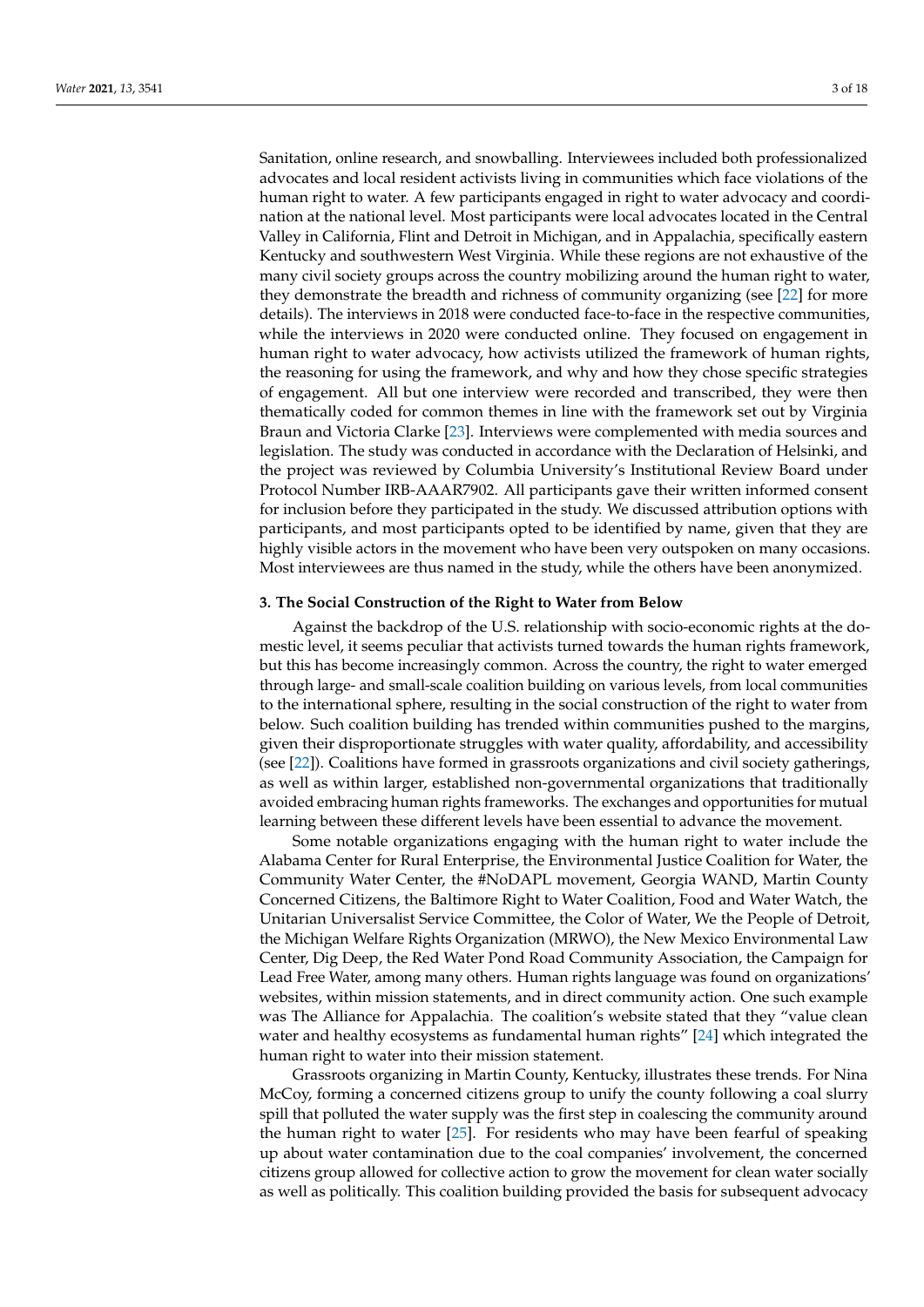Sanitation, online research, and snowballing. Interviewees included both professionalized advocates and local resident activists living in communities which face violations of the human right to water. A few participants engaged in right to water advocacy and coordination at the national level. Most participants were local advocates located in the Central Valley in California, Flint and Detroit in Michigan, and in Appalachia, specifically eastern Kentucky and southwestern West Virginia. While these regions are not exhaustive of the many civil society groups across the country mobilizing around the human right to water, they demonstrate the breadth and richness of community organizing (see [22] for more details). The interviews in 2018 were conducted face-to-face in the respective communities, while the interviews in 2020 were conducted online. They focused on engagement in human right to water advocacy, how activists utilized the framework of human rights, the reasoning for using the framework, and why and how they chose specific strategies of engagement. All but one interview were recorded and transcribed, they were then thematically coded for common themes in line with the framework set out by Virginia Braun and Victoria Clarke [23]. Interviews were complemented with media sources and legislation. The study was conducted in accordance with the Declaration of Helsinki, and the project was reviewed by Columbia University's Institutional Review Board under Protocol Number IRB-AAAR7902. All participants gave their written informed consent for inclusion before they participated in the study. We discussed attribution options with participants, and most participants opted to be identified by name, given that they are highly visible actors in the movement who have been very outspoken on many occasions. Most interviewees are thus named in the study, while the others have been anonymized.

## 3. The Social Construction of the Right to Water from Below

Against the backdrop of the U.S. relationship with socio-economic rights at the domestic level, it seems peculiar that activists turned towards the human rights framework, but this has become increasingly common. Across the country, the right to water emerged through large- and small-scale coalition building on various levels, from local communities to the international sphere, resulting in the social construction of the right to water from below. Such coalition building has trended within communities pushed to the margins, given their disproportionate struggles with water quality, affordability, and accessibility (see [22]). Coalitions have formed in grassroots organizations and civil society gatherings, as well as within larger, established non-governmental organizations that traditionally avoided embracing human rights frameworks. The exchanges and opportunities for mutual learning between these different levels have been essential to advance the movement.

Some notable organizations engaging with the human right to water include the Alabama Center for Rural Enterprise, the Environmental Justice Coalition for Water, the Community Water Center, the #NoDAPL movement, Georgia WAND, Martin County Concerned Citizens, the Baltimore Right to Water Coalition, Food and Water Watch, the Unitarian Universalist Service Committee, the Color of Water, We the People of Detroit, the Michigan Welfare Rights Organization (MRWO), the New Mexico Environmental Law Center, Dig Deep, the Red Water Pond Road Community Association, the Campaign for Lead Free Water, among many others. Human rights language was found on organizations' websites, within mission statements, and in direct community action. One such example was The Alliance for Appalachia. The coalition's website stated that they "value clean water and healthy ecosystems as fundamental human rights" [24] which integrated the human right to water into their mission statement.

Grassroots organizing in Martin County, Kentucky, illustrates these trends. For Nina McCoy, forming a concerned citizens group to unify the county following a coal slurry spill that polluted the water supply was the first step in coalescing the community around the human right to water [25]. For residents who may have been fearful of speaking up about water contamination due to the coal companies' involvement, the concerned citizens group allowed for collective action to grow the movement for clean water socially as well as politically. This coalition building provided the basis for subsequent advocacy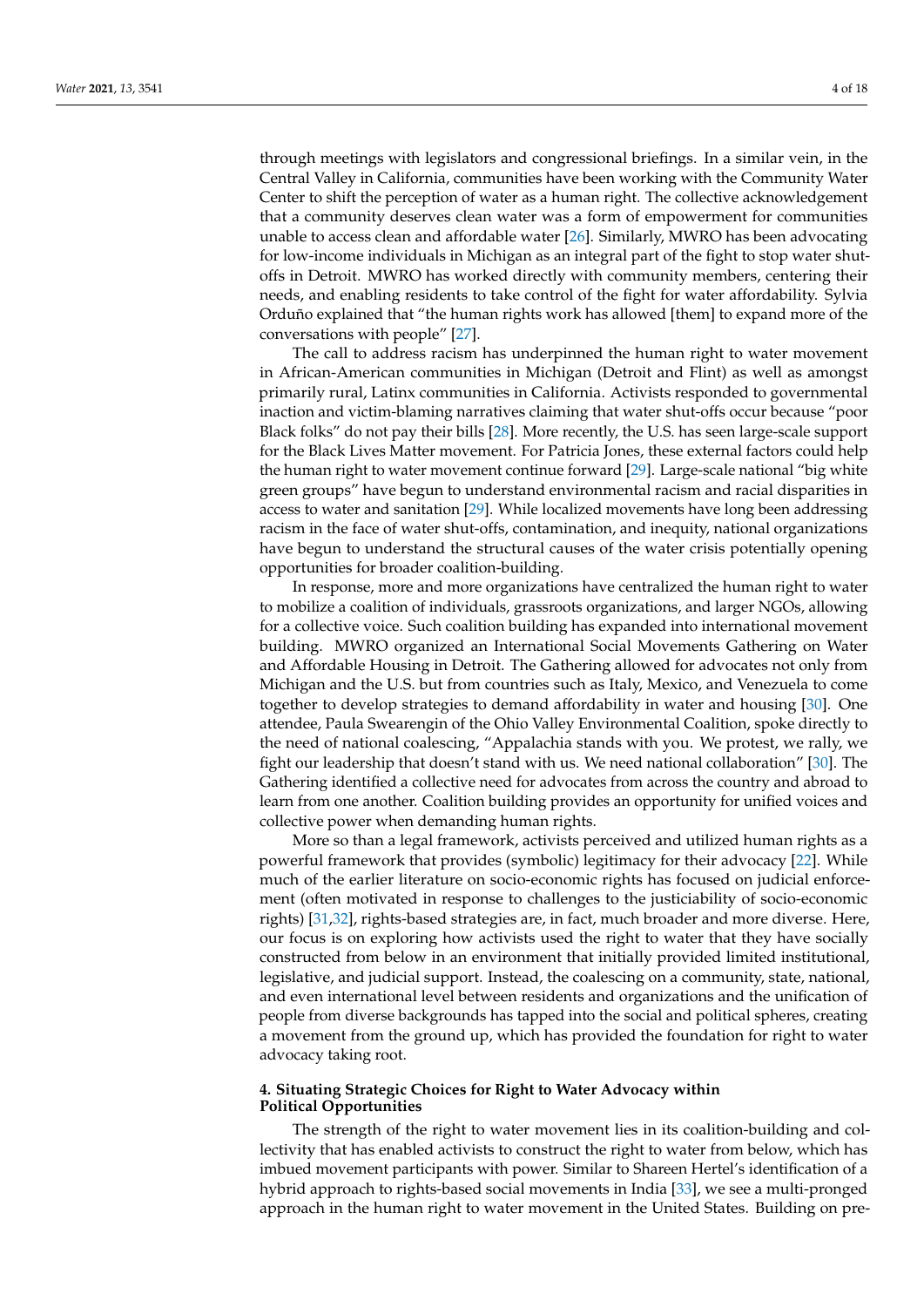through meetings with legislators and congressional briefings. In a similar vein, in the Central Valley in California, communities have been working with the Community Water Center to shift the perception of water as a human right. The collective acknowledgement that a community deserves clean water was a form of empowerment for communities unable to access clean and affordable water [26]. Similarly, MWRO has been advocating for low-income individuals in Michigan as an integral part of the fight to stop water shut-offs in Detroit. MWRO has worked directly with community members, centering their needs, and enabling residents to take control of the fight for water affordability. Sylvia Orduño explained that "the human rights work has allowed [them] to expand more of the conversations with people" [27].

The call to address racism has underpinned the human right to water movement in African-American communities in Michigan (Detroit and Flint) as well as amongst primarily rural, Latinx communities in California. Activists responded to governmental inaction and victim-blaming narratives claiming that water shut-offs occur because "poor Black folks" do not pay their bills [28]. More recently, the U.S. has seen large-scale support for the Black Lives Matter movement. For Patricia Jones, these external factors could help the human right to water movement continue forward [29]. Large-scale national "big white green groups" have begun to understand environmental racism and racial disparities in access to water and sanitation [29]. While localized movements have long been addressing racism in the face of water shut-offs, contamination, and inequity, national organizations have begun to understand the structural causes of the water crisis potentially opening opportunities for broader coalition-building.

In response, more and more organizations have centralized the human right to water to mobilize a coalition of individuals, grassroots organizations, and larger NGOs, allowing for a collective voice. Such coalition building has expanded into international movement building. MWRO organized an International Social Movements Gathering on Water and Affordable Housing in Detroit. The Gathering allowed for advocates not only from Michigan and the U.S. but from countries such as Italy, Mexico, and Venezuela to come together to develop strategies to demand affordability in water and housing [30]. One attendee, Paula Swearengin of the Ohio Valley Environmental Coalition, spoke directly to the need of national coalescing, "Appalachia stands with you. We protest, we rally, we fight our leadership that doesn't stand with us. We need national collaboration" [30]. The Gathering identified a collective need for advocates from across the country and abroad to learn from one another. Coalition building provides an opportunity for unified voices and collective power when demanding human rights.

More so than a legal framework, activists perceived and utilized human rights as a powerful framework that provides (symbolic) legitimacy for their advocacy [22]. While much of the earlier literature on socio-economic rights has focused on judicial enforcement (often motivated in response to challenges to the justiciability of socio-economic rights) [31,32], rights-based strategies are, in fact, much broader and more diverse. Here, our focus is on exploring how activists used the right to water that they have socially constructed from below in an environment that initially provided limited institutional, legislative, and judicial support. Instead, the coalescing on a community, state, national, and even international level between residents and organizations and the unification of people from diverse backgrounds has tapped into the social and political spheres, creating a movement from the ground up, which has provided the foundation for right to water advocacy taking root.

## 4. Situating Strategic Choices for Right to Water Advocacy within Political Opportunities

The strength of the right to water movement lies in its coalition-building and collectivity that has enabled activists to construct the right to water from below, which has imbued movement participants with power. Similar to Shareen Hertel's identification of a hybrid approach to rights-based social movements in India [33], we see a multi-pronged approach in the human right to water movement in the United States. Building on pre-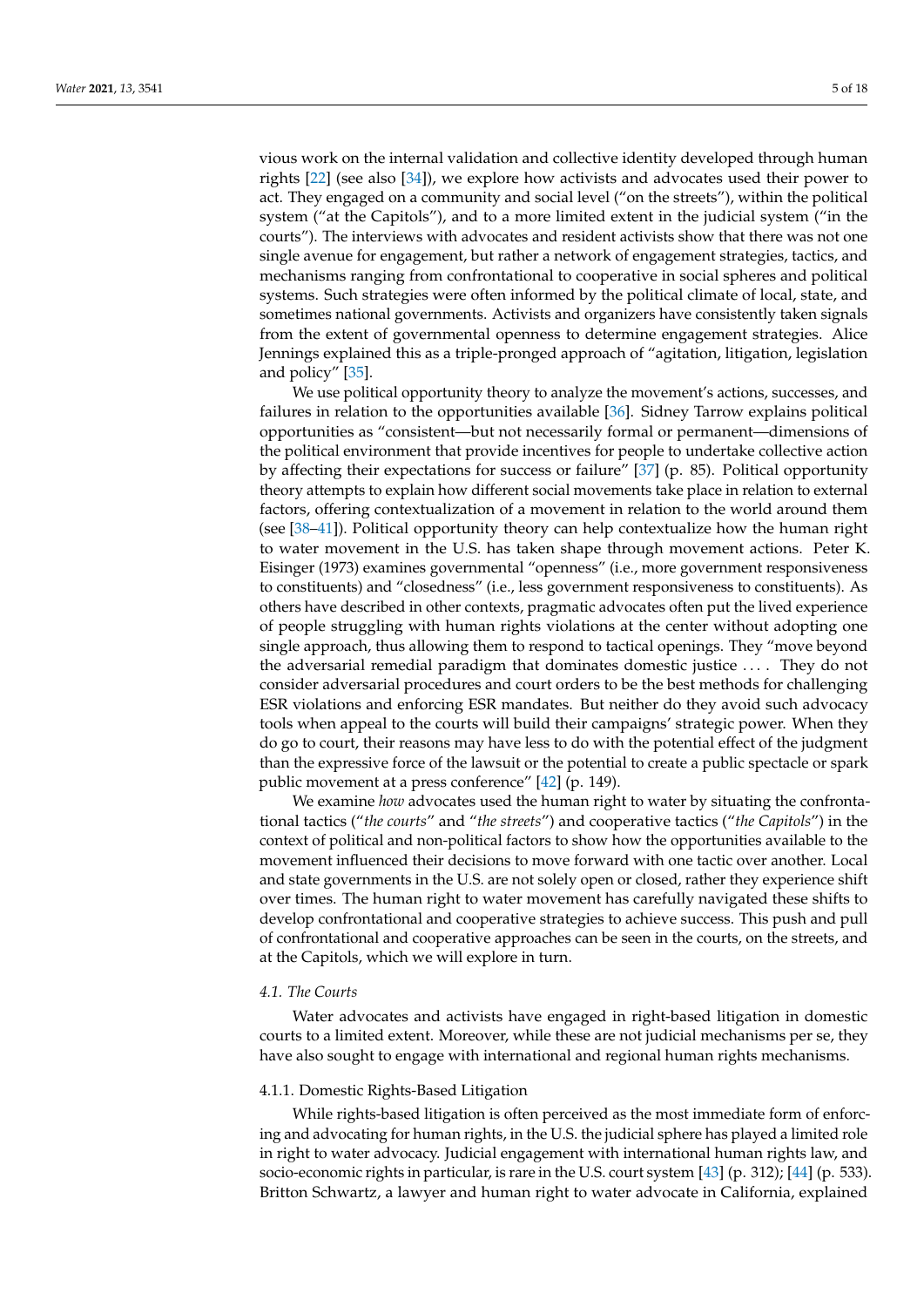vious work on the internal validation and collective identity developed through human rights [22] (see also [34]), we explore how activists and advocates used their power to act. They engaged on a community and social level ("on the streets"), within the political system ("at the Capitols"), and to a more limited extent in the judicial system ("in the courts"). The interviews with advocates and resident activists show that there was not one single avenue for engagement, but rather a network of engagement strategies, tactics, and mechanisms ranging from confrontational to cooperative in social spheres and political systems. Such strategies were often informed by the political climate of local, state, and sometimes national governments. Activists and organizers have consistently taken signals from the extent of governmental openness to determine engagement strategies. Alice Jennings explained this as a triple-pronged approach of "agitation, litigation, legislation and policy" [35].

We use political opportunity theory to analyze the movement's actions, successes, and failures in relation to the opportunities available [36]. Sidney Tarrow explains political opportunities as "consistent—but not necessarily formal or permanent—dimensions of the political environment that provide incentives for people to undertake collective action by affecting their expectations for success or failure" [37] (p. 85). Political opportunity theory attempts to explain how different social movements take place in relation to external factors, offering contextualization of a movement in relation to the world around them (see [38–41]). Political opportunity theory can help contextualize how the human right to water movement in the U.S. has taken shape through movement actions. Peter K. Eisinger (1973) examines governmental "openness" (i.e., more government responsiveness to constituents) and "closedness" (i.e., less government responsiveness to constituents). As others have described in other contexts, pragmatic advocates often put the lived experience of people struggling with human rights violations at the center without adopting one single approach, thus allowing them to respond to tactical openings. They "move beyond the adversarial remedial paradigm that dominates domestic justice .... They do not consider adversarial procedures and court orders to be the best methods for challenging ESR violations and enforcing ESR mandates. But neither do they avoid such advocacy tools when appeal to the courts will build their campaigns' strategic power. When they do go to court, their reasons may have less to do with the potential effect of the judgment than the expressive force of the lawsuit or the potential to create a public spectacle or spark public movement at a press conference" [42] (p. 149).

We examine *how* advocates used the human right to water by situating the confrontational tactics ("*the courts*" and "*the streets*") and cooperative tactics ("*the Capitols*") in the context of political and non-political factors to show how the opportunities available to the movement influenced their decisions to move forward with one tactic over another. Local and state governments in the U.S. are not solely open or closed, rather they experience shift over times. The human right to water movement has carefully navigated these shifts to develop confrontational and cooperative strategies to achieve success. This push and pull of confrontational and cooperative approaches can be seen in the courts, on the streets, and at the Capitols, which we will explore in turn.

### *4.1. The Courts*

Water advocates and activists have engaged in right-based litigation in domestic courts to a limited extent. Moreover, while these are not judicial mechanisms per se, they have also sought to engage with international and regional human rights mechanisms.

#### 4.1.1. Domestic Rights-Based Litigation

While rights-based litigation is often perceived as the most immediate form of enforcing and advocating for human rights, in the U.S. the judicial sphere has played a limited role in right to water advocacy. Judicial engagement with international human rights law, and socio-economic rights in particular, is rare in the U.S. court system [43] (p. 312); [44] (p. 533). Britton Schwartz, a lawyer and human right to water advocate in California, explained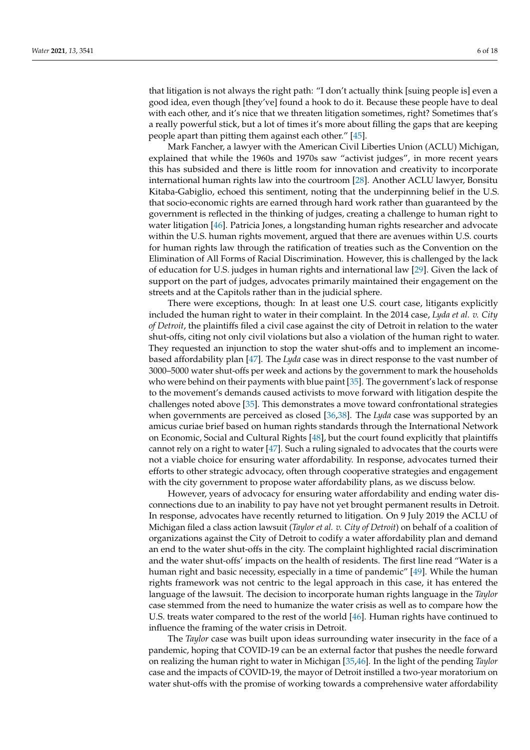that litigation is not always the right path: "I don't actually think [suing people is] even a good idea, even though [they've] found a hook to do it. Because these people have to deal with each other, and it's nice that we threaten litigation sometimes, right? Sometimes that's a really powerful stick, but a lot of times it's more about filling the gaps that are keeping people apart than pitting them against each other." [45].

Mark Fancher, a lawyer with the American Civil Liberties Union (ACLU) Michigan, explained that while the 1960s and 1970s saw "activist judges", in more recent years this has subsided and there is little room for innovation and creativity to incorporate international human rights law into the courtroom [28]. Another ACLU lawyer, Bonsitu Kitaba-Gabiglio, echoed this sentiment, noting that the underpinning belief in the U.S. that socio-economic rights are earned through hard work rather than guaranteed by the government is reflected in the thinking of judges, creating a challenge to human right to water litigation [46]. Patricia Jones, a longstanding human rights researcher and advocate within the U.S. human rights movement, argued that there are avenues within U.S. courts for human rights law through the ratification of treaties such as the Convention on the Elimination of All Forms of Racial Discrimination. However, this is challenged by the lack of education for U.S. judges in human rights and international law [29]. Given the lack of support on the part of judges, advocates primarily maintained their engagement on the streets and at the Capitols rather than in the judicial sphere.

There were exceptions, though: In at least one U.S. court case, litigants explicitly included the human right to water in their complaint. In the 2014 case, *Lyda et al. v. City of Detroit*, the plaintiffs filed a civil case against the city of Detroit in relation to the water shut-offs, citing not only civil violations but also a violation of the human right to water. They requested an injunction to stop the water shut-offs and to implement an income-based affordability plan [47]. The *Lyda* case was in direct response to the vast number of 3000–5000 water shut-offs per week and actions by the government to mark the households who were behind on their payments with blue paint [35]. The government's lack of response to the movement's demands caused activists to move forward with litigation despite the challenges noted above [35]. This demonstrates a move toward confrontational strategies when governments are perceived as closed [36,38]. The *Lyda* case was supported by an amicus curiae brief based on human rights standards through the International Network on Economic, Social and Cultural Rights [48], but the court found explicitly that plaintiffs cannot rely on a right to water [47]. Such a ruling signaled to advocates that the courts were not a viable choice for ensuring water affordability. In response, advocates turned their efforts to other strategic advocacy, often through cooperative strategies and engagement with the city government to propose water affordability plans, as we discuss below.

However, years of advocacy for ensuring water affordability and ending water disconnections due to an inability to pay have not yet brought permanent results in Detroit. In response, advocates have recently returned to litigation. On 9 July 2019 the ACLU of Michigan filed a class action lawsuit (*Taylor et al. v. City of Detroit*) on behalf of a coalition of organizations against the City of Detroit to codify a water affordability plan and demand an end to the water shut-offs in the city. The complaint highlighted racial discrimination and the water shut-offs' impacts on the health of residents. The first line read "Water is a human right and basic necessity, especially in a time of pandemic" [49]. While the human rights framework was not centric to the legal approach in this case, it has entered the language of the lawsuit. The decision to incorporate human rights language in the *Taylor* case stemmed from the need to humanize the water crisis as well as to compare how the U.S. treats water compared to the rest of the world [46]. Human rights have continued to influence the framing of the water crisis in Detroit.

The *Taylor* case was built upon ideas surrounding water insecurity in the face of a pandemic, hoping that COVID-19 can be an external factor that pushes the needle forward on realizing the human right to water in Michigan [35,46]. In the light of the pending *Taylor* case and the impacts of COVID-19, the mayor of Detroit instilled a two-year moratorium on water shut-offs with the promise of working towards a comprehensive water affordability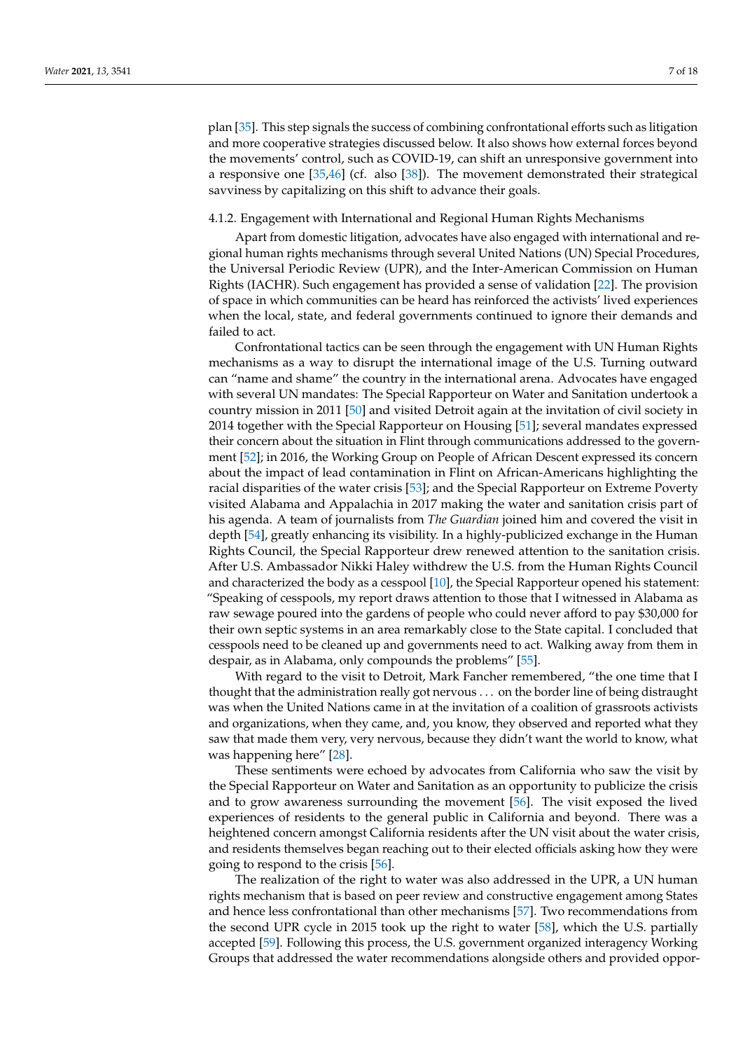plan [35]. This step signals the success of combining confrontational efforts such as litigation and more cooperative strategies discussed below. It also shows how external forces beyond the movements' control, such as COVID-19, can shift an unresponsive government into a responsive one [35,46] (cf. also [38]). The movement demonstrated their strategical savviness by capitalizing on this shift to advance their goals.

#### 4.1.2. Engagement with International and Regional Human Rights Mechanisms

Apart from domestic litigation, advocates have also engaged with international and regional human rights mechanisms through several United Nations (UN) Special Procedures, the Universal Periodic Review (UPR), and the Inter-American Commission on Human Rights (IACHR). Such engagement has provided a sense of validation [22]. The provision of space in which communities can be heard has reinforced the activists' lived experiences when the local, state, and federal governments continued to ignore their demands and failed to act.

Confrontational tactics can be seen through the engagement with UN Human Rights mechanisms as a way to disrupt the international image of the U.S. Turning outward can "name and shame" the country in the international arena. Advocates have engaged with several UN mandates: The Special Rapporteur on Water and Sanitation undertook a country mission in 2011 [50] and visited Detroit again at the invitation of civil society in 2014 together with the Special Rapporteur on Housing [51]; several mandates expressed their concern about the situation in Flint through communications addressed to the government [52]; in 2016, the Working Group on People of African Descent expressed its concern about the impact of lead contamination in Flint on African-Americans highlighting the racial disparities of the water crisis [53]; and the Special Rapporteur on Extreme Poverty visited Alabama and Appalachia in 2017 making the water and sanitation crisis part of his agenda. A team of journalists from *The Guardian* joined him and covered the visit in depth [54], greatly enhancing its visibility. In a highly-publicized exchange in the Human Rights Council, the Special Rapporteur drew renewed attention to the sanitation crisis. After U.S. Ambassador Nikki Haley withdrew the U.S. from the Human Rights Council and characterized the body as a cesspool [10], the Special Rapporteur opened his statement: "Speaking of cesspools, my report draws attention to those that I witnessed in Alabama as raw sewage poured into the gardens of people who could never afford to pay $30,000 for their own septic systems in an area remarkably close to the State capital. I concluded that cesspools need to be cleaned up and governments need to act. Walking away from them in despair, as in Alabama, only compounds the problems" [55].

With regard to the visit to Detroit, Mark Fancher remembered, "the one time that I thought that the administration really got nervous . . . on the border line of being distraught was when the United Nations came in at the invitation of a coalition of grassroots activists and organizations, when they came, and, you know, they observed and reported what they saw that made them very, very nervous, because they didn't want the world to know, what was happening here" [28].

These sentiments were echoed by advocates from California who saw the visit by the Special Rapporteur on Water and Sanitation as an opportunity to publicize the crisis and to grow awareness surrounding the movement [56]. The visit exposed the lived experiences of residents to the general public in California and beyond. There was a heightened concern amongst California residents after the UN visit about the water crisis, and residents themselves began reaching out to their elected officials asking how they were going to respond to the crisis [56].

The realization of the right to water was also addressed in the UPR, a UN human rights mechanism that is based on peer review and constructive engagement among States and hence less confrontational than other mechanisms [57]. Two recommendations from the second UPR cycle in 2015 took up the right to water [58], which the U.S. partially accepted [59]. Following this process, the U.S. government organized interagency Working Groups that addressed the water recommendations alongside others and provided oppor-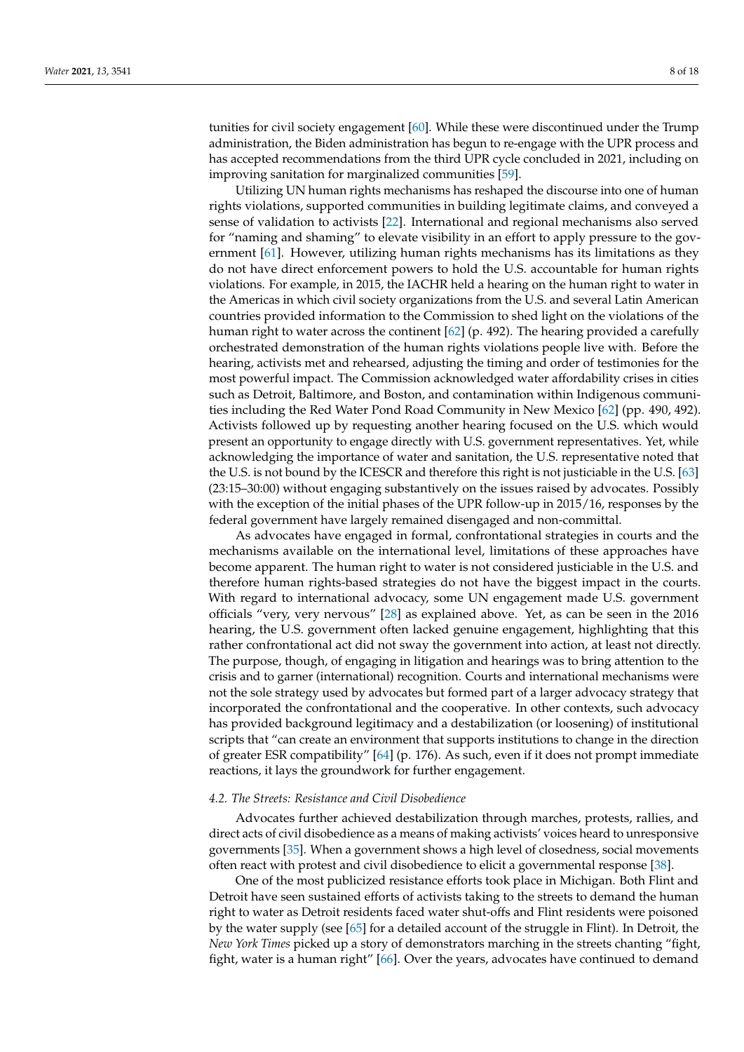tunities for civil society engagement [60]. While these were discontinued under the Trump administration, the Biden administration has begun to re-engage with the UPR process and has accepted recommendations from the third UPR cycle concluded in 2021, including on improving sanitation for marginalized communities [59].

Utilizing UN human rights mechanisms has reshaped the discourse into one of human rights violations, supported communities in building legitimate claims, and conveyed a sense of validation to activists [22]. International and regional mechanisms also served for "naming and shaming" to elevate visibility in an effort to apply pressure to the government [61]. However, utilizing human rights mechanisms has its limitations as they do not have direct enforcement powers to hold the U.S. accountable for human rights violations. For example, in 2015, the IACHR held a hearing on the human right to water in the Americas in which civil society organizations from the U.S. and several Latin American countries provided information to the Commission to shed light on the violations of the human right to water across the continent [62] (p. 492). The hearing provided a carefully orchestrated demonstration of the human rights violations people live with. Before the hearing, activists met and rehearsed, adjusting the timing and order of testimonies for the most powerful impact. The Commission acknowledged water affordability crises in cities such as Detroit, Baltimore, and Boston, and contamination within Indigenous communities including the Red Water Pond Road Community in New Mexico [62] (pp. 490, 492). Activists followed up by requesting another hearing focused on the U.S. which would present an opportunity to engage directly with U.S. government representatives. Yet, while acknowledging the importance of water and sanitation, the U.S. representative noted that the U.S. is not bound by the ICESCR and therefore this right is not justiciable in the U.S. [63] (23:15–30:00) without engaging substantively on the issues raised by advocates. Possibly with the exception of the initial phases of the UPR follow-up in 2015/16, responses by the federal government have largely remained disengaged and non-committal.

As advocates have engaged in formal, confrontational strategies in courts and the mechanisms available on the international level, limitations of these approaches have become apparent. The human right to water is not considered justiciable in the U.S. and therefore human rights-based strategies do not have the biggest impact in the courts. With regard to international advocacy, some UN engagement made U.S. government officials "very, very nervous" [28] as explained above. Yet, as can be seen in the 2016 hearing, the U.S. government often lacked genuine engagement, highlighting that this rather confrontational act did not sway the government into action, at least not directly. The purpose, though, of engaging in litigation and hearings was to bring attention to the crisis and to garner (international) recognition. Courts and international mechanisms were not the sole strategy used by advocates but formed part of a larger advocacy strategy that incorporated the confrontational and the cooperative. In other contexts, such advocacy has provided background legitimacy and a destabilization (or loosening) of institutional scripts that "can create an environment that supports institutions to change in the direction of greater ESR compatibility" [64] (p. 176). As such, even if it does not prompt immediate reactions, it lays the groundwork for further engagement.

### *4.2. The Streets: Resistance and Civil Disobedience*

Advocates further achieved destabilization through marches, protests, rallies, and direct acts of civil disobedience as a means of making activists' voices heard to unresponsive governments [35]. When a government shows a high level of closedness, social movements often react with protest and civil disobedience to elicit a governmental response [38].

One of the most publicized resistance efforts took place in Michigan. Both Flint and Detroit have seen sustained efforts of activists taking to the streets to demand the human right to water as Detroit residents faced water shut-offs and Flint residents were poisoned by the water supply (see [65] for a detailed account of the struggle in Flint). In Detroit, the *New York Times* picked up a story of demonstrators marching in the streets chanting "fight, fight, water is a human right" [66]. Over the years, advocates have continued to demand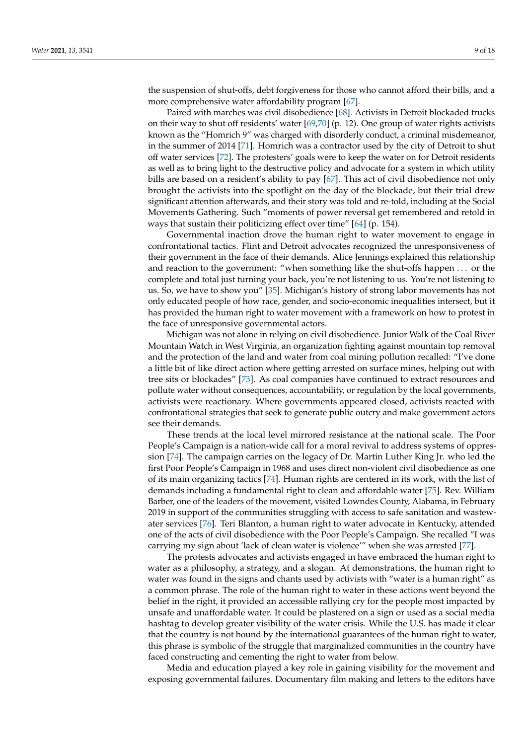the suspension of shut-offs, debt forgiveness for those who cannot afford their bills, and a more comprehensive water affordability program [67].

Paired with marches was civil disobedience [68]. Activists in Detroit blockaded trucks on their way to shut off residents' water [69,70] (p. 12). One group of water rights activists known as the "Homrich 9" was charged with disorderly conduct, a criminal misdemeanor, in the summer of 2014 [71]. Homrich was a contractor used by the city of Detroit to shut off water services [72]. The protesters' goals were to keep the water on for Detroit residents as well as to bring light to the destructive policy and advocate for a system in which utility bills are based on a resident's ability to pay [67]. This act of civil disobedience not only brought the activists into the spotlight on the day of the blockade, but their trial drew significant attention afterwards, and their story was told and re-told, including at the Social Movements Gathering. Such "moments of power reversal get remembered and retold in ways that sustain their politicizing effect over time" [64] (p. 154).

Governmental inaction drove the human right to water movement to engage in confrontational tactics. Flint and Detroit advocates recognized the unresponsiveness of their government in the face of their demands. Alice Jennings explained this relationship and reaction to the government: "when something like the shut-offs happen ... or the complete and total just turning your back, you're not listening to us. You're not listening to us. So, we have to show you" [35]. Michigan's history of strong labor movements has not only educated people of how race, gender, and socio-economic inequalities intersect, but it has provided the human right to water movement with a framework on how to protest in the face of unresponsive governmental actors.

Michigan was not alone in relying on civil disobedience. Junior Walk of the Coal River Mountain Watch in West Virginia, an organization fighting against mountain top removal and the protection of the land and water from coal mining pollution recalled: "I've done a little bit of like direct action where getting arrested on surface mines, helping out with tree sits or blockades" [73]. As coal companies have continued to extract resources and pollute water without consequences, accountability, or regulation by the local governments, activists were reactionary. Where governments appeared closed, activists reacted with confrontational strategies that seek to generate public outcry and make government actors see their demands.

These trends at the local level mirrored resistance at the national scale. The Poor People's Campaign is a nation-wide call for a moral revival to address systems of oppression [74]. The campaign carries on the legacy of Dr. Martin Luther King Jr. who led the first Poor People's Campaign in 1968 and uses direct non-violent civil disobedience as one of its main organizing tactics [74]. Human rights are centered in its work, with the list of demands including a fundamental right to clean and affordable water [75]. Rev. William Barber, one of the leaders of the movement, visited Lowndes County, Alabama, in February 2019 in support of the communities struggling with access to safe sanitation and wastewater services [76]. Teri Blanton, a human right to water advocate in Kentucky, attended one of the acts of civil disobedience with the Poor People's Campaign. She recalled "I was carrying my sign about 'lack of clean water is violence'" when she was arrested [77].

The protests advocates and activists engaged in have embraced the human right to water as a philosophy, a strategy, and a slogan. At demonstrations, the human right to water was found in the signs and chants used by activists with "water is a human right" as a common phrase. The role of the human right to water in these actions went beyond the belief in the right, it provided an accessible rallying cry for the people most impacted by unsafe and unaffordable water. It could be plastered on a sign or used as a social media hashtag to develop greater visibility of the water crisis. While the U.S. has made it clear that the country is not bound by the international guarantees of the human right to water, this phrase is symbolic of the struggle that marginalized communities in the country have faced constructing and cementing the right to water from below.

Media and education played a key role in gaining visibility for the movement and exposing governmental failures. Documentary film making and letters to the editors have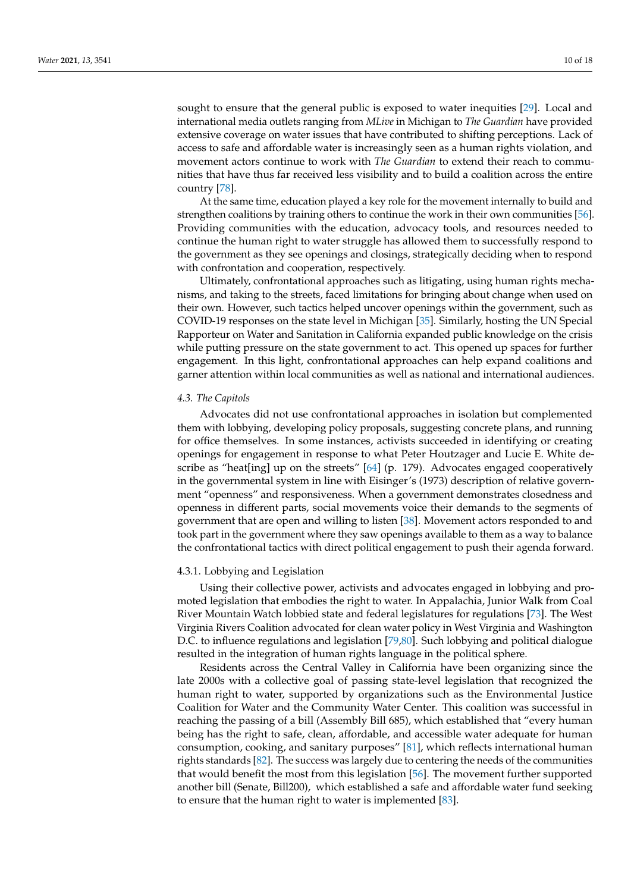sought to ensure that the general public is exposed to water inequities [29]. Local and international media outlets ranging from *MLive* in Michigan to *The Guardian* have provided extensive coverage on water issues that have contributed to shifting perceptions. Lack of access to safe and affordable water is increasingly seen as a human rights violation, and movement actors continue to work with *The Guardian* to extend their reach to communities that have thus far received less visibility and to build a coalition across the entire country [78].

At the same time, education played a key role for the movement internally to build and strengthen coalitions by training others to continue the work in their own communities [56]. Providing communities with the education, advocacy tools, and resources needed to continue the human right to water struggle has allowed them to successfully respond to the government as they see openings and closings, strategically deciding when to respond with confrontation and cooperation, respectively.

Ultimately, confrontational approaches such as litigating, using human rights mechanisms, and taking to the streets, faced limitations for bringing about change when used on their own. However, such tactics helped uncover openings within the government, such as COVID-19 responses on the state level in Michigan [35]. Similarly, hosting the UN Special Rapporteur on Water and Sanitation in California expanded public knowledge on the crisis while putting pressure on the state government to act. This opened up spaces for further engagement. In this light, confrontational approaches can help expand coalitions and garner attention within local communities as well as national and international audiences.

### 4.3. The Capitols

Advocates did not use confrontational approaches in isolation but complemented them with lobbying, developing policy proposals, suggesting concrete plans, and running for office themselves. In some instances, activists succeeded in identifying or creating openings for engagement in response to what Peter Houtzager and Lucie E. White describe as "heat[ing] up on the streets" [64] (p. 179). Advocates engaged cooperatively in the governmental system in line with Eisinger's (1973) description of relative government "openness" and responsiveness. When a government demonstrates closedness and openness in different parts, social movements voice their demands to the segments of government that are open and willing to listen [38]. Movement actors responded to and took part in the government where they saw openings available to them as a way to balance the confrontational tactics with direct political engagement to push their agenda forward.

#### 4.3.1. Lobbying and Legislation

Using their collective power, activists and advocates engaged in lobbying and promoted legislation that embodies the right to water. In Appalachia, Junior Walk from Coal River Mountain Watch lobbied state and federal legislatures for regulations [73]. The West Virginia Rivers Coalition advocated for clean water policy in West Virginia and Washington D.C. to influence regulations and legislation [79,80]. Such lobbying and political dialogue resulted in the integration of human rights language in the political sphere.

Residents across the Central Valley in California have been organizing since the late 2000s with a collective goal of passing state-level legislation that recognized the human right to water, supported by organizations such as the Environmental Justice Coalition for Water and the Community Water Center. This coalition was successful in reaching the passing of a bill (Assembly Bill 685), which established that "every human being has the right to safe, clean, affordable, and accessible water adequate for human consumption, cooking, and sanitary purposes" [81], which reflects international human rights standards [82]. The success was largely due to centering the needs of the communities that would benefit the most from this legislation [56]. The movement further supported another bill (Senate, Bill200), which established a safe and affordable water fund seeking to ensure that the human right to water is implemented [83].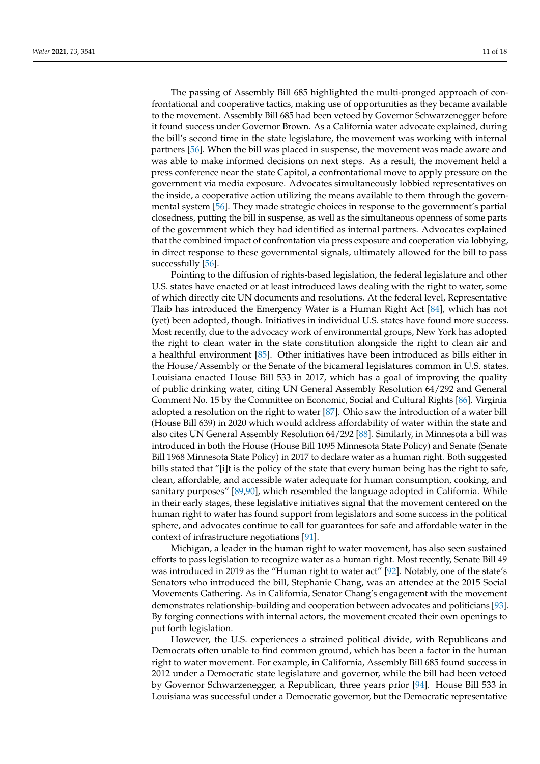The passing of Assembly Bill 685 highlighted the multi-pronged approach of confrontational and cooperative tactics, making use of opportunities as they became available to the movement. Assembly Bill 685 had been vetoed by Governor Schwarzenegger before it found success under Governor Brown. As a California water advocate explained, during the bill's second time in the state legislature, the movement was working with internal partners [56]. When the bill was placed in suspense, the movement was made aware and was able to make informed decisions on next steps. As a result, the movement held a press conference near the state Capitol, a confrontational move to apply pressure on the government via media exposure. Advocates simultaneously lobbied representatives on the inside, a cooperative action utilizing the means available to them through the governmental system [56]. They made strategic choices in response to the government's partial closedness, putting the bill in suspense, as well as the simultaneous openness of some parts of the government which they had identified as internal partners. Advocates explained that the combined impact of confrontation via press exposure and cooperation via lobbying, in direct response to these governmental signals, ultimately allowed for the bill to pass successfully [56].

Pointing to the diffusion of rights-based legislation, the federal legislature and other U.S. states have enacted or at least introduced laws dealing with the right to water, some of which directly cite UN documents and resolutions. At the federal level, Representative Tlaib has introduced the Emergency Water is a Human Right Act [84], which has not (yet) been adopted, though. Initiatives in individual U.S. states have found more success. Most recently, due to the advocacy work of environmental groups, New York has adopted the right to clean water in the state constitution alongside the right to clean air and a healthful environment [85]. Other initiatives have been introduced as bills either in the House/Assembly or the Senate of the bicameral legislatures common in U.S. states. Louisiana enacted House Bill 533 in 2017, which has a goal of improving the quality of public drinking water, citing UN General Assembly Resolution 64/292 and General Comment No. 15 by the Committee on Economic, Social and Cultural Rights [86]. Virginia adopted a resolution on the right to water [87]. Ohio saw the introduction of a water bill (House Bill 639) in 2020 which would address affordability of water within the state and also cites UN General Assembly Resolution 64/292 [88]. Similarly, in Minnesota a bill was introduced in both the House (House Bill 1095 Minnesota State Policy) and Senate (Senate Bill 1968 Minnesota State Policy) in 2017 to declare water as a human right. Both suggested bills stated that "[i]t is the policy of the state that every human being has the right to safe, clean, affordable, and accessible water adequate for human consumption, cooking, and sanitary purposes" [89,90], which resembled the language adopted in California. While in their early stages, these legislative initiatives signal that the movement centered on the human right to water has found support from legislators and some success in the political sphere, and advocates continue to call for guarantees for safe and affordable water in the context of infrastructure negotiations [91].

Michigan, a leader in the human right to water movement, has also seen sustained efforts to pass legislation to recognize water as a human right. Most recently, Senate Bill 49 was introduced in 2019 as the "Human right to water act" [92]. Notably, one of the state's Senators who introduced the bill, Stephanie Chang, was an attendee at the 2015 Social Movements Gathering. As in California, Senator Chang's engagement with the movement demonstrates relationship-building and cooperation between advocates and politicians [93]. By forging connections with internal actors, the movement created their own openings to put forth legislation.

However, the U.S. experiences a strained political divide, with Republicans and Democrats often unable to find common ground, which has been a factor in the human right to water movement. For example, in California, Assembly Bill 685 found success in 2012 under a Democratic state legislature and governor, while the bill had been vetoed by Governor Schwarzenegger, a Republican, three years prior [94]. House Bill 533 in Louisiana was successful under a Democratic governor, but the Democratic representative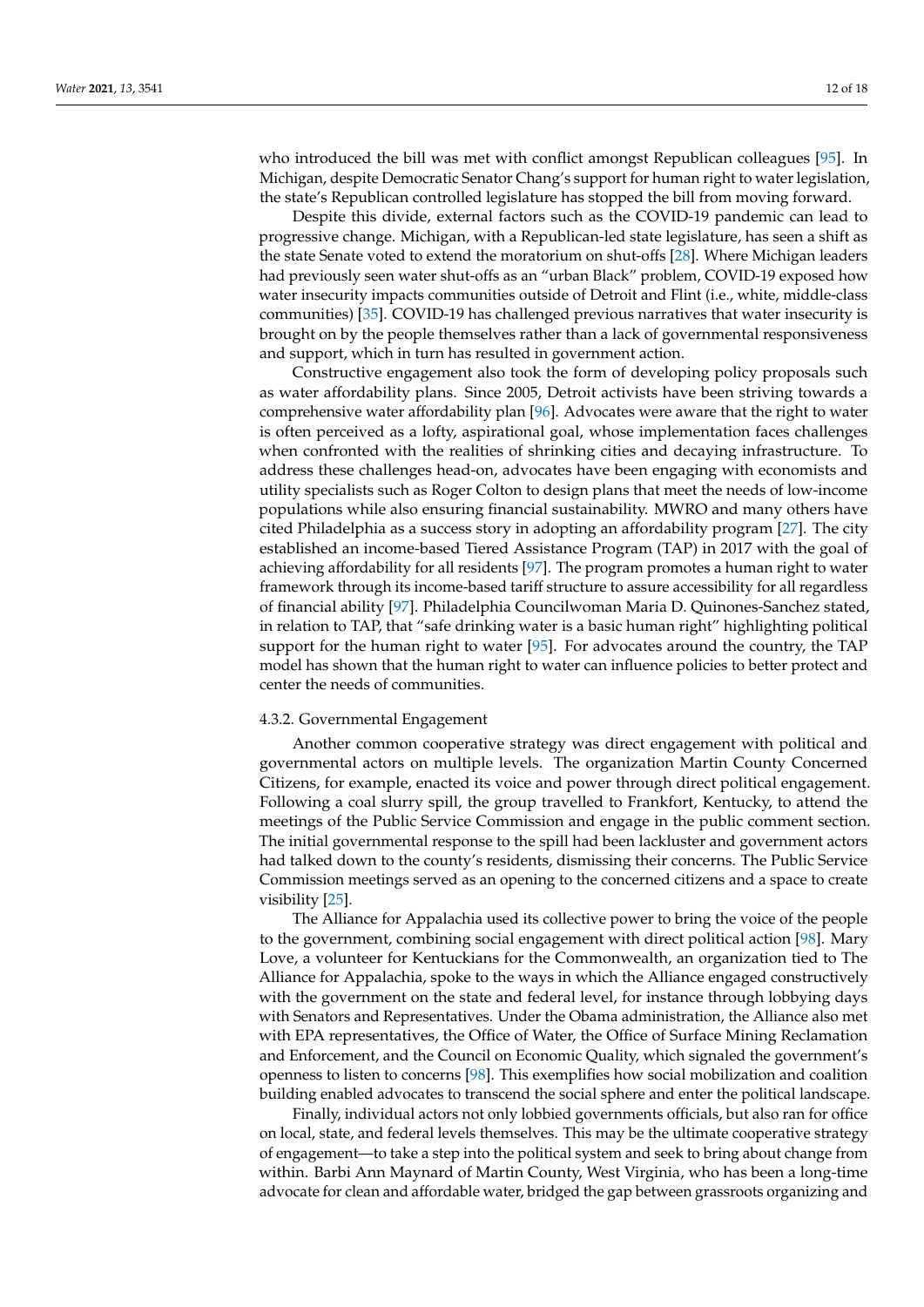who introduced the bill was met with conflict amongst Republican colleagues [95]. In Michigan, despite Democratic Senator Chang's support for human right to water legislation, the state's Republican controlled legislature has stopped the bill from moving forward.

Despite this divide, external factors such as the COVID-19 pandemic can lead to progressive change. Michigan, with a Republican-led state legislature, has seen a shift as the state Senate voted to extend the moratorium on shut-offs [28]. Where Michigan leaders had previously seen water shut-offs as an "urban Black" problem, COVID-19 exposed how water insecurity impacts communities outside of Detroit and Flint (i.e., white, middle-class communities) [35]. COVID-19 has challenged previous narratives that water insecurity is brought on by the people themselves rather than a lack of governmental responsiveness and support, which in turn has resulted in government action.

Constructive engagement also took the form of developing policy proposals such as water affordability plans. Since 2005, Detroit activists have been striving towards a comprehensive water affordability plan [96]. Advocates were aware that the right to water is often perceived as a lofty, aspirational goal, whose implementation faces challenges when confronted with the realities of shrinking cities and decaying infrastructure. To address these challenges head-on, advocates have been engaging with economists and utility specialists such as Roger Colton to design plans that meet the needs of low-income populations while also ensuring financial sustainability. MWRO and many others have cited Philadelphia as a success story in adopting an affordability program [27]. The city established an income-based Tiered Assistance Program (TAP) in 2017 with the goal of achieving affordability for all residents [97]. The program promotes a human right to water framework through its income-based tariff structure to assure accessibility for all regardless of financial ability [97]. Philadelphia Councilwoman Maria D. Quinones-Sanchez stated, in relation to TAP, that "safe drinking water is a basic human right" highlighting political support for the human right to water [95]. For advocates around the country, the TAP model has shown that the human right to water can influence policies to better protect and center the needs of communities.

#### 4.3.2. Governmental Engagement

Another common cooperative strategy was direct engagement with political and governmental actors on multiple levels. The organization Martin County Concerned Citizens, for example, enacted its voice and power through direct political engagement. Following a coal slurry spill, the group travelled to Frankfort, Kentucky, to attend the meetings of the Public Service Commission and engage in the public comment section. The initial governmental response to the spill had been lackluster and government actors had talked down to the county's residents, dismissing their concerns. The Public Service Commission meetings served as an opening to the concerned citizens and a space to create visibility [25].

The Alliance for Appalachia used its collective power to bring the voice of the people to the government, combining social engagement with direct political action [98]. Mary Love, a volunteer for Kentuckians for the Commonwealth, an organization tied to The Alliance for Appalachia, spoke to the ways in which the Alliance engaged constructively with the government on the state and federal level, for instance through lobbying days with Senators and Representatives. Under the Obama administration, the Alliance also met with EPA representatives, the Office of Water, the Office of Surface Mining Reclamation and Enforcement, and the Council on Economic Quality, which signaled the government's openness to listen to concerns [98]. This exemplifies how social mobilization and coalition building enabled advocates to transcend the social sphere and enter the political landscape.

Finally, individual actors not only lobbied governments officials, but also ran for office on local, state, and federal levels themselves. This may be the ultimate cooperative strategy of engagement—to take a step into the political system and seek to bring about change from within. Barbi Ann Maynard of Martin County, West Virginia, who has been a long-time advocate for clean and affordable water, bridged the gap between grassroots organizing and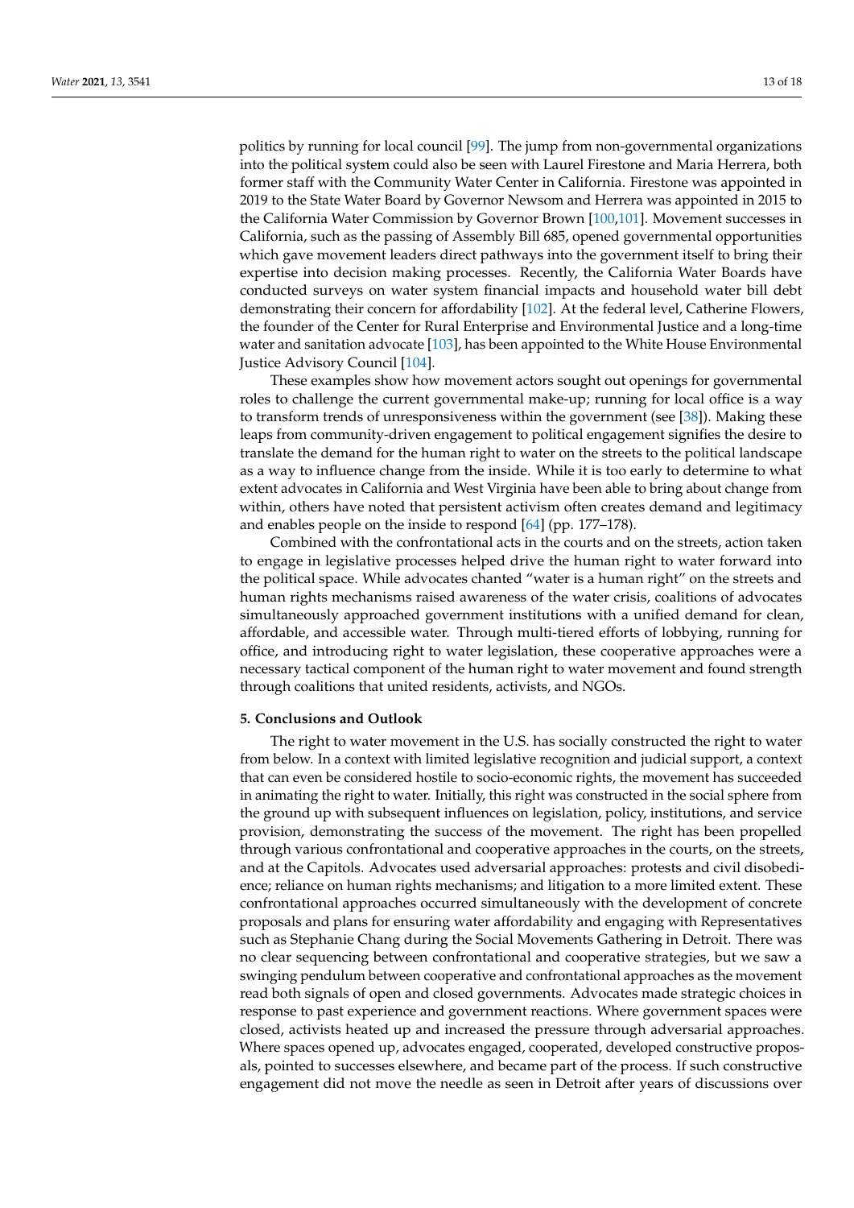politics by running for local council [99]. The jump from non-governmental organizations into the political system could also be seen with Laurel Firestone and Maria Herrera, both former staff with the Community Water Center in California. Firestone was appointed in 2019 to the State Water Board by Governor Newsom and Herrera was appointed in 2015 to the California Water Commission by Governor Brown [100,101]. Movement successes in California, such as the passing of Assembly Bill 685, opened governmental opportunities which gave movement leaders direct pathways into the government itself to bring their expertise into decision making processes. Recently, the California Water Boards have conducted surveys on water system financial impacts and household water bill debt demonstrating their concern for affordability [102]. At the federal level, Catherine Flowers, the founder of the Center for Rural Enterprise and Environmental Justice and a long-time water and sanitation advocate [103], has been appointed to the White House Environmental Justice Advisory Council [104].

These examples show how movement actors sought out openings for governmental roles to challenge the current governmental make-up; running for local office is a way to transform trends of unresponsiveness within the government (see [38]). Making these leaps from community-driven engagement to political engagement signifies the desire to translate the demand for the human right to water on the streets to the political landscape as a way to influence change from the inside. While it is too early to determine to what extent advocates in California and West Virginia have been able to bring about change from within, others have noted that persistent activism often creates demand and legitimacy and enables people on the inside to respond [64] (pp. 177–178).

Combined with the confrontational acts in the courts and on the streets, action taken to engage in legislative processes helped drive the human right to water forward into the political space. While advocates chanted "water is a human right" on the streets and human rights mechanisms raised awareness of the water crisis, coalitions of advocates simultaneously approached government institutions with a unified demand for clean, affordable, and accessible water. Through multi-tiered efforts of lobbying, running for office, and introducing right to water legislation, these cooperative approaches were a necessary tactical component of the human right to water movement and found strength through coalitions that united residents, activists, and NGOs.

## 5. Conclusions and Outlook

The right to water movement in the U.S. has socially constructed the right to water from below. In a context with limited legislative recognition and judicial support, a context that can even be considered hostile to socio-economic rights, the movement has succeeded in animating the right to water. Initially, this right was constructed in the social sphere from the ground up with subsequent influences on legislation, policy, institutions, and service provision, demonstrating the success of the movement. The right has been propelled through various confrontational and cooperative approaches in the courts, on the streets, and at the Capitols. Advocates used adversarial approaches: protests and civil disobedience; reliance on human rights mechanisms; and litigation to a more limited extent. These confrontational approaches occurred simultaneously with the development of concrete proposals and plans for ensuring water affordability and engaging with Representatives such as Stephanie Chang during the Social Movements Gathering in Detroit. There was no clear sequencing between confrontational and cooperative strategies, but we saw a swinging pendulum between cooperative and confrontational approaches as the movement read both signals of open and closed governments. Advocates made strategic choices in response to past experience and government reactions. Where government spaces were closed, activists heated up and increased the pressure through adversarial approaches. Where spaces opened up, advocates engaged, cooperated, developed constructive proposals, pointed to successes elsewhere, and became part of the process. If such constructive engagement did not move the needle as seen in Detroit after years of discussions over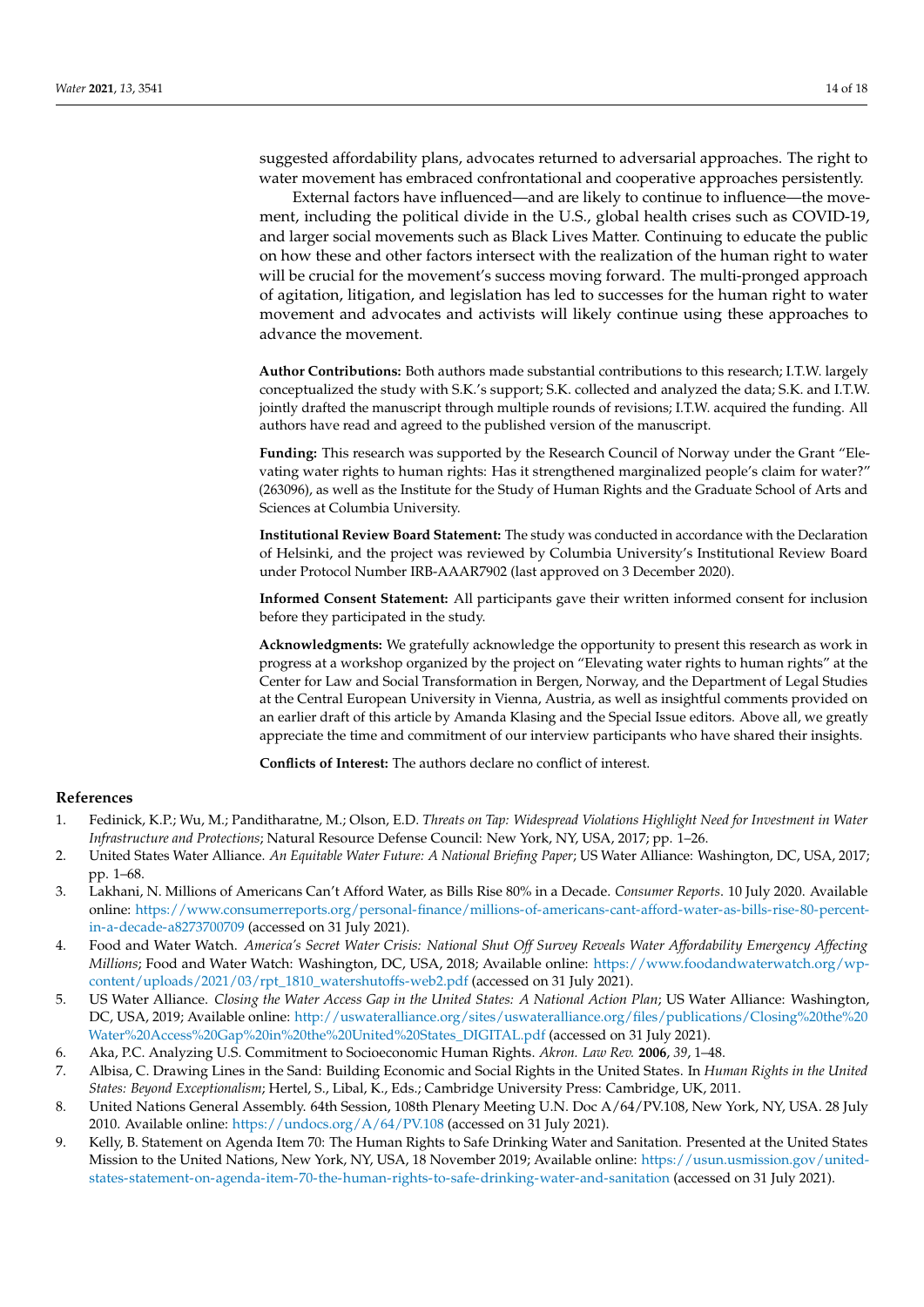suggested affordability plans, advocates returned to adversarial approaches. The right to water movement has embraced confrontational and cooperative approaches persistently.

External factors have influenced—and are likely to continue to influence—the movement, including the political divide in the U.S., global health crises such as COVID-19, and larger social movements such as Black Lives Matter. Continuing to educate the public on how these and other factors intersect with the realization of the human right to water will be crucial for the movement's success moving forward. The multi-pronged approach of agitation, litigation, and legislation has led to successes for the human right to water movement and advocates and activists will likely continue using these approaches to advance the movement.

**Author Contributions:** Both authors made substantial contributions to this research; I.T.W. largely conceptualized the study with S.K.'s support; S.K. collected and analyzed the data; S.K. and I.T.W. jointly drafted the manuscript through multiple rounds of revisions; I.T.W. acquired the funding. All authors have read and agreed to the published version of the manuscript.

**Funding:** This research was supported by the Research Council of Norway under the Grant "Elevating water rights to human rights: Has it strengthened marginalized people's claim for water?" (263096), as well as the Institute for the Study of Human Rights and the Graduate School of Arts and Sciences at Columbia University.

**Institutional Review Board Statement:** The study was conducted in accordance with the Declaration of Helsinki, and the project was reviewed by Columbia University's Institutional Review Board under Protocol Number IRB-AAAR7902 (last approved on 3 December 2020).

**Informed Consent Statement:** All participants gave their written informed consent for inclusion before they participated in the study.

**Acknowledgments:** We gratefully acknowledge the opportunity to present this research as work in progress at a workshop organized by the project on "Elevating water rights to human rights" at the Center for Law and Social Transformation in Bergen, Norway, and the Department of Legal Studies at the Central European University in Vienna, Austria, as well as insightful comments provided on an earlier draft of this article by Amanda Klasing and the Special Issue editors. Above all, we greatly appreciate the time and commitment of our interview participants who have shared their insights.

**Conflicts of Interest:** The authors declare no conflict of interest.

## References

1. Fedinick, K.P.; Wu, M.; Panditharatne, M.; Olson, E.D. *Threats on Tap: Widespread Violations Highlight Need for Investment in Water Infrastructure and Protections*; Natural Resource Defense Council: New York, NY, USA, 2017; pp. 1–26.
2. United States Water Alliance. *An Equitable Water Future: A National Briefing Paper*; US Water Alliance: Washington, DC, USA, 2017; pp. 1–68.
3. Lakhani, N. Millions of Americans Can't Afford Water, as Bills Rise 80% in a Decade. *Consumer Reports*. 10 July 2020. Available online: https://www.consumerreports.org/personal-finance/millions-of-americans-cant-afford-water-as-bills-rise-80-percent-in-a-decade-a8273700709 (accessed on 31 July 2021).
4. Food and Water Watch. *America's Secret Water Crisis: National Shut Off Survey Reveals Water Affordability Emergency Affecting Millions*; Food and Water Watch: Washington, DC, USA, 2018; Available online: https://www.foodandwaterwatch.org/wp-content/uploads/2021/03/rpt_1810_watershutoffs-web2.pdf (accessed on 31 July 2021).
5. US Water Alliance. *Closing the Water Access Gap in the United States: A National Action Plan*; US Water Alliance: Washington, DC, USA, 2019; Available online: http://uswateralliance.org/sites/uswateralliance.org/files/publications/Closing%20the%20Water%20Access%20Gap%20in%20the%20United%20States_DIGITAL.pdf (accessed on 31 July 2021).
6. Aka, P.C. Analyzing U.S. Commitment to Socioeconomic Human Rights. *Akron. Law Rev.* **2006**, *39*, 1–48.
7. Albisa, C. Drawing Lines in the Sand: Building Economic and Social Rights in the United States. In *Human Rights in the United States: Beyond Exceptionalism*; Hertel, S., Libal, K., Eds.; Cambridge University Press: Cambridge, UK, 2011.
8. United Nations General Assembly. 64th Session, 108th Plenary Meeting U.N. Doc A/64/PV.108, New York, NY, USA. 28 July 2010. Available online: https://undocs.org/A/64/PV.108 (accessed on 31 July 2021).
9. Kelly, B. Statement on Agenda Item 70: The Human Rights to Safe Drinking Water and Sanitation. Presented at the United States Mission to the United Nations, New York, NY, USA, 18 November 2019; Available online: https://usun.usmission.gov/united-states-statement-on-agenda-item-70-the-human-rights-to-safe-drinking-water-and-sanitation (accessed on 31 July 2021).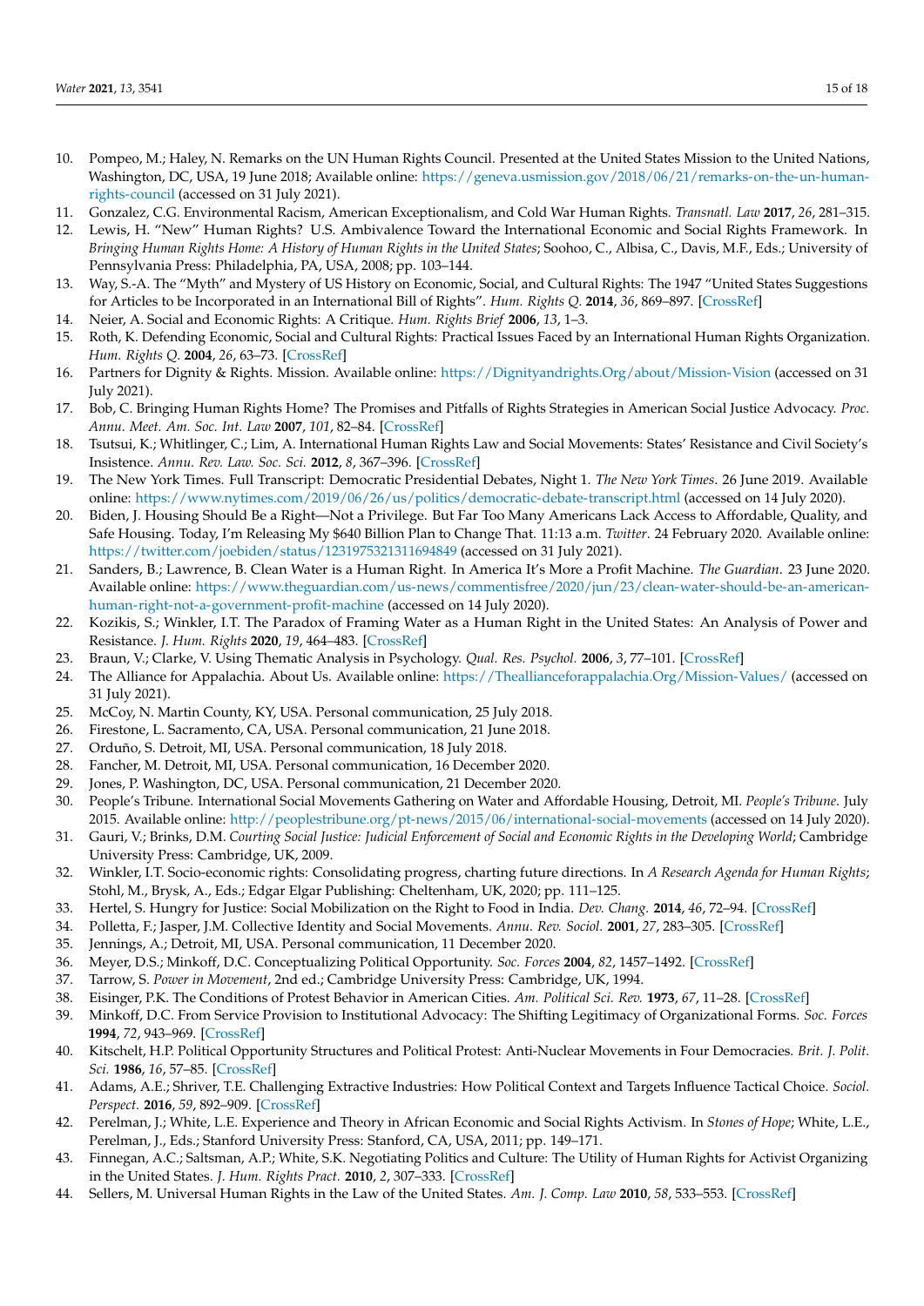10. Pompeo, M.; Haley, N. Remarks on the UN Human Rights Council. Presented at the United States Mission to the United Nations, Washington, DC, USA, 19 June 2018; Available online: https://geneva.usmission.gov/2018/06/21/remarks-on-the-un-human-rights-council (accessed on 31 July 2021).
11. Gonzalez, C.G. Environmental Racism, American Exceptionalism, and Cold War Human Rights. *Transnatl. Law* **2017**, *26*, 281–315.
12. Lewis, H. "New" Human Rights? U.S. Ambivalence Toward the International Economic and Social Rights Framework. In *Bringing Human Rights Home: A History of Human Rights in the United States*; Soohoo, C., Albisa, C., Davis, M.F., Eds.; University of Pennsylvania Press: Philadelphia, PA, USA, 2008; pp. 103–144.
13. Way, S.-A. The "Myth" and Mystery of US History on Economic, Social, and Cultural Rights: The 1947 "United States Suggestions for Articles to be Incorporated in an International Bill of Rights". *Hum. Rights Q.* **2014**, *36*, 869–897. [CrossRef]
14. Neier, A. Social and Economic Rights: A Critique. *Hum. Rights Brief* **2006**, *13*, 1–3.
15. Roth, K. Defending Economic, Social and Cultural Rights: Practical Issues Faced by an International Human Rights Organization. *Hum. Rights Q.* **2004**, *26*, 63–73. [CrossRef]
16. Partners for Dignity & Rights. Mission. Available online: https://Dignityandrights.Org/about/Mission-Vision (accessed on 31 July 2021).
17. Bob, C. Bringing Human Rights Home? The Promises and Pitfalls of Rights Strategies in American Social Justice Advocacy. *Proc. Annu. Meet. Am. Soc. Int. Law* **2007**, *101*, 82–84. [CrossRef]
18. Tsutsui, K.; Whitlinger, C.; Lim, A. International Human Rights Law and Social Movements: States' Resistance and Civil Society's Insistence. *Annu. Rev. Law. Soc. Sci.* **2012**, *8*, 367–396. [CrossRef]
19. The New York Times. Full Transcript: Democratic Presidential Debates, Night 1. *The New York Times*. 26 June 2019. Available online: https://www.nytimes.com/2019/06/26/us/politics/democratic-debate-transcript.html (accessed on 14 July 2020).
20. Biden, J. Housing Should Be a Right—Not a Privilege. But Far Too Many Americans Lack Access to Affordable, Quality, and Safe Housing. Today, I'm Releasing My $640 Billion Plan to Change That. 11:13 a.m. *Twitter*. 24 February 2020. Available online: https://twitter.com/joebiden/status/1231975321311694849 (accessed on 31 July 2021).
21. Sanders, B.; Lawrence, B. Clean Water is a Human Right. In America It's More a Profit Machine. *The Guardian*. 23 June 2020. Available online: https://www.theguardian.com/us-news/commentisfree/2020/jun/23/clean-water-should-be-an-american-human-right-not-a-government-profit-machine (accessed on 14 July 2020).
22. Kozikis, S.; Winkler, I.T. The Paradox of Framing Water as a Human Right in the United States: An Analysis of Power and Resistance. *J. Hum. Rights* **2020**, *19*, 464–483. [CrossRef]
23. Braun, V.; Clarke, V. Using Thematic Analysis in Psychology. *Qual. Res. Psychol.* **2006**, *3*, 77–101. [CrossRef]
24. The Alliance for Appalachia. About Us. Available online: https://Theallianceforappalachia.Org/Mission-Values/ (accessed on 31 July 2021).
25. McCoy, N. Martin County, KY, USA. Personal communication, 25 July 2018.
26. Firestone, L. Sacramento, CA, USA. Personal communication, 21 June 2018.
27. Orduño, S. Detroit, MI, USA. Personal communication, 18 July 2018.
28. Fancher, M. Detroit, MI, USA. Personal communication, 16 December 2020.
29. Jones, P. Washington, DC, USA. Personal communication, 21 December 2020.
30. People's Tribune. International Social Movements Gathering on Water and Affordable Housing, Detroit, MI. *People's Tribune*. July 2015. Available online: http://peoplestribune.org/pt-news/2015/06/international-social-movements (accessed on 14 July 2020).
31. Gauri, V.; Brinks, D.M. *Courting Social Justice: Judicial Enforcement of Social and Economic Rights in the Developing World*; Cambridge University Press: Cambridge, UK, 2009.
32. Winkler, I.T. Socio-economic rights: Consolidating progress, charting future directions. In *A Research Agenda for Human Rights*; Stohl, M., Brysk, A., Eds.; Edgar Elgar Publishing: Cheltenham, UK, 2020; pp. 111–125.
33. Hertel, S. Hungry for Justice: Social Mobilization on the Right to Food in India. *Dev. Chang.* **2014**, *46*, 72–94. [CrossRef]
34. Polletta, F.; Jasper, J.M. Collective Identity and Social Movements. *Annu. Rev. Sociol.* **2001**, *27*, 283–305. [CrossRef]
35. Jennings, A.; Detroit, MI, USA. Personal communication, 11 December 2020.
36. Meyer, D.S.; Minkoff, D.C. Conceptualizing Political Opportunity. *Soc. Forces* **2004**, *82*, 1457–1492. [CrossRef]
37. Tarrow, S. *Power in Movement*, 2nd ed.; Cambridge University Press: Cambridge, UK, 1994.
38. Eisinger, P.K. The Conditions of Protest Behavior in American Cities. *Am. Political Sci. Rev.* **1973**, *67*, 11–28. [CrossRef]
39. Minkoff, D.C. From Service Provision to Institutional Advocacy: The Shifting Legitimacy of Organizational Forms. *Soc. Forces* **1994**, *72*, 943–969. [CrossRef]
40. Kitschelt, H.P. Political Opportunity Structures and Political Protest: Anti-Nuclear Movements in Four Democracies. *Brit. J. Polit. Sci.* **1986**, *16*, 57–85. [CrossRef]
41. Adams, A.E.; Shriver, T.E. Challenging Extractive Industries: How Political Context and Targets Influence Tactical Choice. *Sociol. Perspect.* **2016**, *59*, 892–909. [CrossRef]
42. Perelman, J.; White, L.E. Experience and Theory in African Economic and Social Rights Activism. In *Stones of Hope*; White, L.E., Perelman, J., Eds.; Stanford University Press: Stanford, CA, USA, 2011; pp. 149–171.
43. Finnegan, A.C.; Saltsman, A.P.; White, S.K. Negotiating Politics and Culture: The Utility of Human Rights for Activist Organizing in the United States. *J. Hum. Rights Pract.* **2010**, *2*, 307–333. [CrossRef]
44. Sellers, M. Universal Human Rights in the Law of the United States. *Am. J. Comp. Law* **2010**, *58*, 533–553. [CrossRef]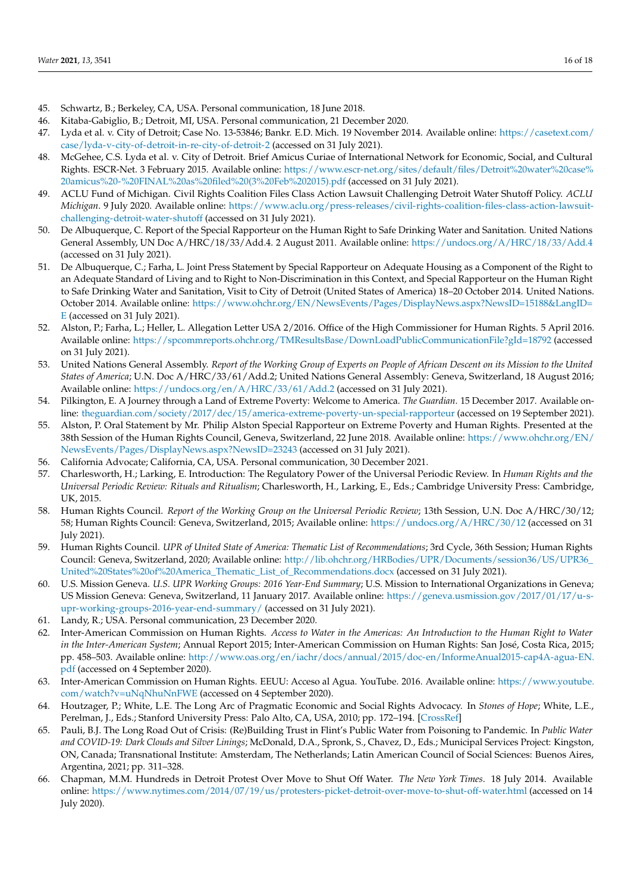45. Schwartz, B.; Berkeley, CA, USA. Personal communication, 18 June 2018.
46. Kitaba-Gabiglio, B.; Detroit, MI, USA. Personal communication, 21 December 2020.
47. Lyda et al. v. City of Detroit; Case No. 13-53846; Bankr. E.D. Mich. 19 November 2014. Available online: https://casetext.com/case/lyda-v-city-of-detroit-in-re-city-of-detroit-2 (accessed on 31 July 2021).
48. McGehee, C.S. Lyda et al. v. City of Detroit. Brief Amicus Curiae of International Network for Economic, Social, and Cultural Rights. ESCR-Net. 3 February 2015. Available online: https://www.escr-net.org/sites/default/files/Detroit%20water%20case%20amicus%20-%20FINAL%20as%20filed%20(3%20Feb%202015).pdf (accessed on 31 July 2021).
49. ACLU Fund of Michigan. Civil Rights Coalition Files Class Action Lawsuit Challenging Detroit Water Shutoff Policy. *ACLU Michigan*. 9 July 2020. Available online: https://www.aclu.org/press-releases/civil-rights-coalition-files-class-action-lawsuit-challenging-detroit-water-shutoff (accessed on 31 July 2021).
50. De Albuquerque, C. Report of the Special Rapporteur on the Human Right to Safe Drinking Water and Sanitation. United Nations General Assembly, UN Doc A/HRC/18/33/Add.4. 2 August 2011. Available online: https://undocs.org/A/HRC/18/33/Add.4 (accessed on 31 July 2021).
51. De Albuquerque, C.; Farha, L. Joint Press Statement by Special Rapporteur on Adequate Housing as a Component of the Right to an Adequate Standard of Living and to Right to Non-Discrimination in this Context, and Special Rapporteur on the Human Right to Safe Drinking Water and Sanitation, Visit to City of Detroit (United States of America) 18–20 October 2014. United Nations. October 2014. Available online: https://www.ohchr.org/EN/NewsEvents/Pages/DisplayNews.aspx?NewsID=15188&LangID=E (accessed on 31 July 2021).
52. Alston, P.; Farha, L.; Heller, L. Allegation Letter USA 2/2016. Office of the High Commissioner for Human Rights. 5 April 2016. Available online: https://spcommreports.ohchr.org/TMResultsBase/DownLoadPublicCommunicationFile?gId=18792 (accessed on 31 July 2021).
53. United Nations General Assembly. *Report of the Working Group of Experts on People of African Descent on its Mission to the United States of America*; U.N. Doc A/HRC/33/61/Add.2; United Nations General Assembly: Geneva, Switzerland, 18 August 2016; Available online: https://undocs.org/en/A/HRC/33/61/Add.2 (accessed on 31 July 2021).
54. Pilkington, E. A Journey through a Land of Extreme Poverty: Welcome to America. *The Guardian*. 15 December 2017. Available online: theguardian.com/society/2017/dec/15/america-extreme-poverty-un-special-rapporteur (accessed on 19 September 2021).
55. Alston, P. Oral Statement by Mr. Philip Alston Special Rapporteur on Extreme Poverty and Human Rights. Presented at the 38th Session of the Human Rights Council, Geneva, Switzerland, 22 June 2018. Available online: https://www.ohchr.org/EN/NewsEvents/Pages/DisplayNews.aspx?NewsID=23243 (accessed on 31 July 2021).
56. California Advocate; California, CA, USA. Personal communication, 30 December 2021.
57. Charlesworth, H.; Larking, E. Introduction: The Regulatory Power of the Universal Periodic Review. In *Human Rights and the Universal Periodic Review: Rituals and Ritualism*; Charlesworth, H., Larking, E., Eds.; Cambridge University Press: Cambridge, UK, 2015.
58. Human Rights Council. *Report of the Working Group on the Universal Periodic Review*; 13th Session, U.N. Doc A/HRC/30/12; 58; Human Rights Council: Geneva, Switzerland, 2015; Available online: https://undocs.org/A/HRC/30/12 (accessed on 31 July 2021).
59. Human Rights Council. *UPR of United State of America: Thematic List of Recommendations*; 3rd Cycle, 36th Session; Human Rights Council: Geneva, Switzerland, 2020; Available online: http://lib.ohchr.org/HRBodies/UPR/Documents/session36/US/UPR36_United%20States%20of%20America_Thematic_List_of_Recommendations.docx (accessed on 31 July 2021).
60. U.S. Mission Geneva. *U.S. UPR Working Groups: 2016 Year-End Summary*; U.S. Mission to International Organizations in Geneva; US Mission Geneva: Geneva, Switzerland, 11 January 2017. Available online: https://geneva.usmission.gov/2017/01/17/u-s-upr-working-groups-2016-year-end-summary/ (accessed on 31 July 2021).
61. Landy, R.; USA. Personal communication, 23 December 2020.
62. Inter-American Commission on Human Rights. *Access to Water in the Americas: An Introduction to the Human Right to Water in the Inter-American System*; Annual Report 2015; Inter-American Commission on Human Rights: San José, Costa Rica, 2015; pp. 458–503. Available online: http://www.oas.org/en/iachr/docs/annual/2015/doc-en/InformeAnual2015-cap4A-agua-EN.pdf (accessed on 4 September 2020).
63. Inter-American Commission on Human Rights. EEUU: Acceso al Agua. YouTube. 2016. Available online: https://www.youtube.com/watch?v=uNqNhuNnFWE (accessed on 4 September 2020).
64. Houtzager, P.; White, L.E. The Long Arc of Pragmatic Economic and Social Rights Advocacy. In *Stones of Hope*; White, L.E., Perelman, J., Eds.; Stanford University Press: Palo Alto, CA, USA, 2010; pp. 172–194. [CrossRef]
65. Pauli, B.J. The Long Road Out of Crisis: (Re)Building Trust in Flint's Public Water from Poisoning to Pandemic. In *Public Water and COVID-19: Dark Clouds and Silver Linings*; McDonald, D.A., Spronk, S., Chavez, D., Eds.; Municipal Services Project: Kingston, ON, Canada; Transnational Institute: Amsterdam, The Netherlands; Latin American Council of Social Sciences: Buenos Aires, Argentina, 2021; pp. 311–328.
66. Chapman, M.M. Hundreds in Detroit Protest Over Move to Shut Off Water. *The New York Times*. 18 July 2014. Available online: https://www.nytimes.com/2014/07/19/us/protesters-picket-detroit-over-move-to-shut-off-water.html (accessed on 14 July 2020).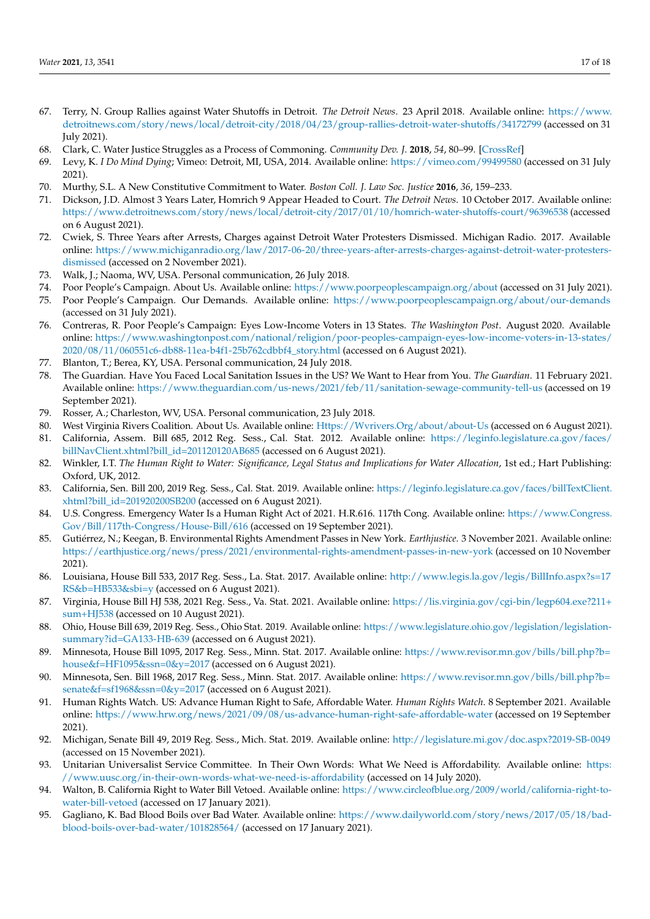67. Terry, N. Group Rallies against Water Shutoffs in Detroit. *The Detroit News*. 23 April 2018. Available online: https://www.detroitnews.com/story/news/local/detroit-city/2018/04/23/group-rallies-detroit-water-shutoffs/34172799 (accessed on 31 July 2021).
68. Clark, C. Water Justice Struggles as a Process of Commoning. *Community Dev. J.* **2018**, *54*, 80–99. [CrossRef]
69. Levy, K. *I Do Mind Dying*; Vimeo: Detroit, MI, USA, 2014. Available online: https://vimeo.com/99499580 (accessed on 31 July 2021).
70. Murthy, S.L. A New Constitutive Commitment to Water. *Boston Coll. J. Law Soc. Justice* **2016**, *36*, 159–233.
71. Dickson, J.D. Almost 3 Years Later, Homrich 9 Appear Headed to Court. *The Detroit News*. 10 October 2017. Available online: https://www.detroitnews.com/story/news/local/detroit-city/2017/01/10/homrich-water-shutoffs-court/96396538 (accessed on 6 August 2021).
72. Cwiek, S. Three Years after Arrests, Charges against Detroit Water Protesters Dismissed. Michigan Radio. 2017. Available online: https://www.michiganradio.org/law/2017-06-20/three-years-after-arrests-charges-against-detroit-water-protesters-dismissed (accessed on 2 November 2021).
73. Walk, J.; Naoma, WV, USA. Personal communication, 26 July 2018.
74. Poor People's Campaign. About Us. Available online: https://www.poorpeoplescampaign.org/about (accessed on 31 July 2021).
75. Poor People's Campaign. Our Demands. Available online: https://www.poorpeoplescampaign.org/about/our-demands (accessed on 31 July 2021).
76. Contreras, R. Poor People's Campaign: Eyes Low-Income Voters in 13 States. *The Washington Post*. August 2020. Available online: https://www.washingtonpost.com/national/religion/poor-peoples-campaign-eyes-low-income-voters-in-13-states/2020/08/11/060551c6-db88-11ea-b4f1-25b762cdbbf4_story.html (accessed on 6 August 2021).
77. Blanton, T.; Berea, KY, USA. Personal communication, 24 July 2018.
78. The Guardian. Have You Faced Local Sanitation Issues in the US? We Want to Hear from You. *The Guardian*. 11 February 2021. Available online: https://www.theguardian.com/us-news/2021/feb/11/sanitation-sewage-community-tell-us (accessed on 19 September 2021).
79. Rosser, A.; Charleston, WV, USA. Personal communication, 23 July 2018.
80. West Virginia Rivers Coalition. About Us. Available online: Https://Wvrivers.Org/about/about-Us (accessed on 6 August 2021).
81. California, Assem. Bill 685, 2012 Reg. Sess., Cal. Stat. 2012. Available online: https://leginfo.legislature.ca.gov/faces/billNavClient.xhtml?bill_id=201120120AB685 (accessed on 6 August 2021).
82. Winkler, I.T. *The Human Right to Water: Significance, Legal Status and Implications for Water Allocation*, 1st ed.; Hart Publishing: Oxford, UK, 2012.
83. California, Sen. Bill 200, 2019 Reg. Sess., Cal. Stat. 2019. Available online: https://leginfo.legislature.ca.gov/faces/billTextClient.xhtml?bill_id=201920200SB200 (accessed on 6 August 2021).
84. U.S. Congress. Emergency Water Is a Human Right Act of 2021. H.R.616. 117th Cong. Available online: https://www.Congress.Gov/Bill/117th-Congress/House-Bill/616 (accessed on 19 September 2021).
85. Gutiérrez, N.; Keegan, B. Environmental Rights Amendment Passes in New York. *Earthjustice*. 3 November 2021. Available online: https://earthjustice.org/news/press/2021/environmental-rights-amendment-passes-in-new-york (accessed on 10 November 2021).
86. Louisiana, House Bill 533, 2017 Reg. Sess., La. Stat. 2017. Available online: http://www.legis.la.gov/legis/BillInfo.aspx?s=17RS&b=HB533&sbi=y (accessed on 6 August 2021).
87. Virginia, House Bill HJ 538, 2021 Reg. Sess., Va. Stat. 2021. Available online: https://lis.virginia.gov/cgi-bin/legp604.exe?211+sum+HJ538 (accessed on 10 August 2021).
88. Ohio, House Bill 639, 2019 Reg. Sess., Ohio Stat. 2019. Available online: https://www.legislature.ohio.gov/legislation/legislation-summary?id=GA133-HB-639 (accessed on 6 August 2021).
89. Minnesota, House Bill 1095, 2017 Reg. Sess., Minn. Stat. 2017. Available online: https://www.revisor.mn.gov/bills/bill.php?b=house&f=HF1095&ssn=0&y=2017 (accessed on 6 August 2021).
90. Minnesota, Sen. Bill 1968, 2017 Reg. Sess., Minn. Stat. 2017. Available online: https://www.revisor.mn.gov/bills/bill.php?b=senate&f=sf1968&ssn=0&y=2017 (accessed on 6 August 2021).
91. Human Rights Watch. US: Advance Human Right to Safe, Affordable Water. *Human Rights Watch*. 8 September 2021. Available online: https://www.hrw.org/news/2021/09/08/us-advance-human-right-safe-affordable-water (accessed on 19 September 2021).
92. Michigan, Senate Bill 49, 2019 Reg. Sess., Mich. Stat. 2019. Available online: http://legislature.mi.gov/doc.aspx?2019-SB-0049 (accessed on 15 November 2021).
93. Unitarian Universalist Service Committee. In Their Own Words: What We Need is Affordability. Available online: https://www.uusc.org/in-their-own-words-what-we-need-is-affordability (accessed on 14 July 2020).
94. Walton, B. California Right to Water Bill Vetoed. Available online: https://www.circleofblue.org/2009/world/california-right-to-water-bill-vetoed (accessed on 17 January 2021).
95. Gagliano, K. Bad Blood Boils over Bad Water. Available online: https://www.dailyworld.com/story/news/2017/05/18/bad-blood-boils-over-bad-water/101828564/ (accessed on 17 January 2021).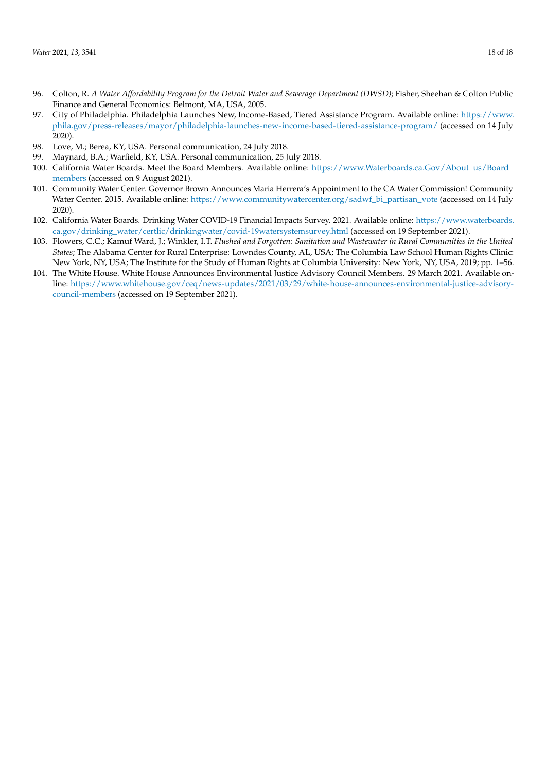96. Colton, R. *A Water Affordability Program for the Detroit Water and Sewerage Department (DWSD)*; Fisher, Sheehan & Colton Public Finance and General Economics: Belmont, MA, USA, 2005.
97. City of Philadelphia. Philadelphia Launches New, Income-Based, Tiered Assistance Program. Available online: https://www.phila.gov/press-releases/mayor/philadelphia-launches-new-income-based-tiered-assistance-program/ (accessed on 14 July 2020).
98. Love, M.; Berea, KY, USA. Personal communication, 24 July 2018.
99. Maynard, B.A.; Warfield, KY, USA. Personal communication, 25 July 2018.
100. California Water Boards. Meet the Board Members. Available online: https://www.Waterboards.ca.Gov/About_us/Board_members (accessed on 9 August 2021).
101. Community Water Center. Governor Brown Announces Maria Herrera's Appointment to the CA Water Commission! Community Water Center. 2015. Available online: https://www.communitywatercenter.org/sadwf_bi_partisan_vote (accessed on 14 July 2020).
102. California Water Boards. Drinking Water COVID-19 Financial Impacts Survey. 2021. Available online: https://www.waterboards.ca.gov/drinking_water/certlic/drinkingwater/covid-19watersystemsurvey.html (accessed on 19 September 2021).
103. Flowers, C.C.; Kamuf Ward, J.; Winkler, I.T. *Flushed and Forgotten: Sanitation and Wastewater in Rural Communities in the United States*; The Alabama Center for Rural Enterprise: Lowndes County, AL, USA; The Columbia Law School Human Rights Clinic: New York, NY, USA; The Institute for the Study of Human Rights at Columbia University: New York, NY, USA, 2019; pp. 1–56.
104. The White House. White House Announces Environmental Justice Advisory Council Members. 29 March 2021. Available online: https://www.whitehouse.gov/ceq/news-updates/2021/03/29/white-house-announces-environmental-justice-advisory-council-members (accessed on 19 September 2021).